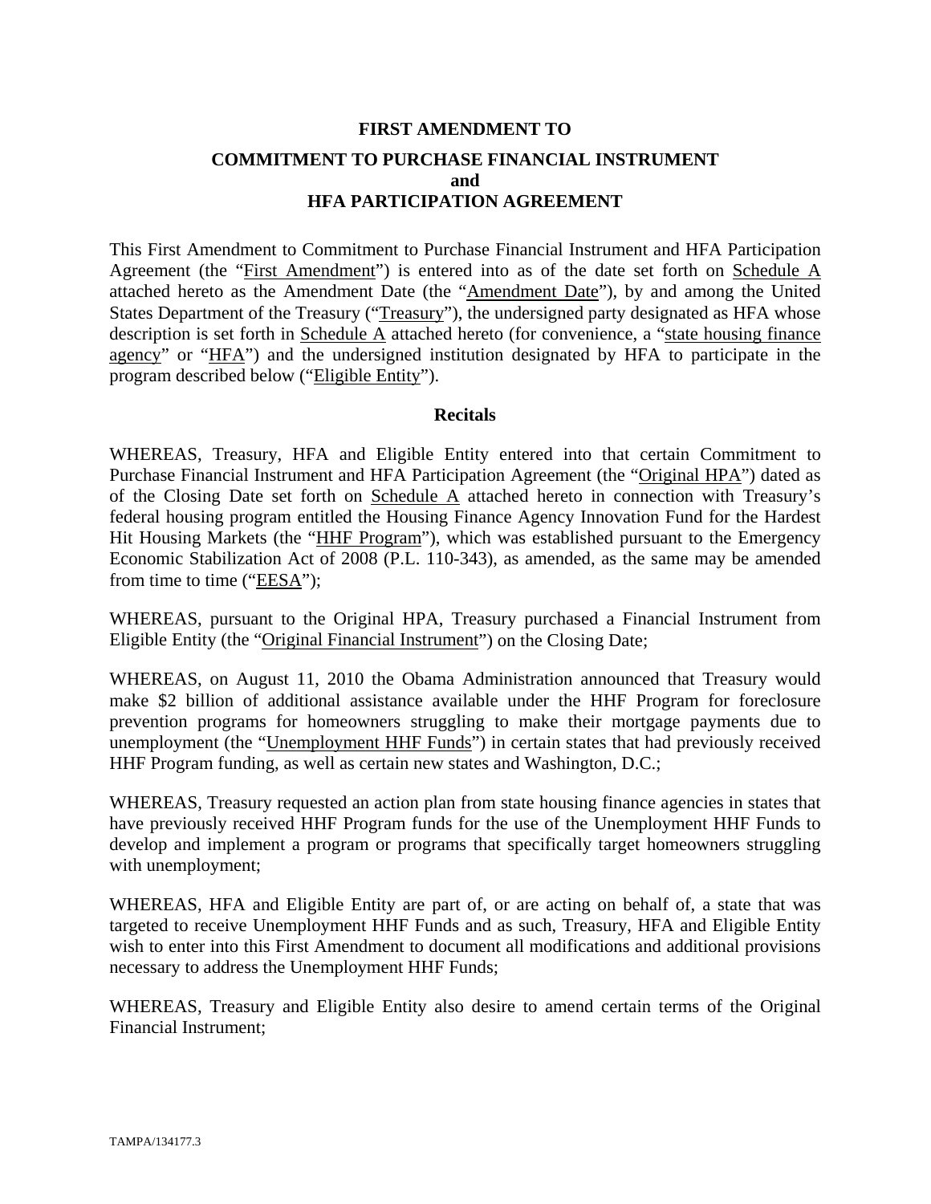# FIRST AMENDMENT TO

# COMMITMENT TO PURCHASE FINANCIAL INSTRUMENT and HFA PARTICIPATION AGREEMENT

This First Amendment to Commitment to Purchase Financial Instrument and HFA Participation Agreement (the "First Amendment") is entered into as of the date set forth on Schedule A attached hereto as the Amendment Date (the "Amendment Date"), by and among the United States Department of the Treasury ("Treasury"), the undersigned party designated as HFA whose description is set forth in Schedule A attached hereto (for convenience, a "state housing finance agency" or "HFA") and the undersigned institution designated by HFA to participate in the program described below ("Eligible Entity").

## Recitals

WHEREAS, Treasury, HFA and Eligible Entity entered into that certain Commitment to Purchase Financial Instrument and HFA Participation Agreement (the "Original HPA") dated as of the Closing Date set forth on Schedule A attached hereto in connection with Treasury's federal housing program entitled the Housing Finance Agency Innovation Fund for the Hardest Hit Housing Markets (the "HHF Program"), which was established pursuant to the Emergency Economic Stabilization Act of 2008 (P.L. 110-343), as amended, as the same may be amended from time to time ("EESA");

WHEREAS, pursuant to the Original HPA, Treasury purchased a Financial Instrument from Eligible Entity (the "Original Financial Instrument") on the Closing Date;

WHEREAS, on August 11, 2010 the Obama Administration announced that Treasury would make $2 billion of additional assistance available under the HHF Program for foreclosure prevention programs for homeowners struggling to make their mortgage payments due to unemployment (the "Unemployment HHF Funds") in certain states that had previously received HHF Program funding, as well as certain new states and Washington, D.C.;

WHEREAS, Treasury requested an action plan from state housing finance agencies in states that have previously received HHF Program funds for the use of the Unemployment HHF Funds to develop and implement a program or programs that specifically target homeowners struggling with unemployment;

WHEREAS, HFA and Eligible Entity are part of, or are acting on behalf of, a state that was targeted to receive Unemployment HHF Funds and as such, Treasury, HFA and Eligible Entity wish to enter into this First Amendment to document all modifications and additional provisions necessary to address the Unemployment HHF Funds;

WHEREAS, Treasury and Eligible Entity also desire to amend certain terms of the Original Financial Instrument;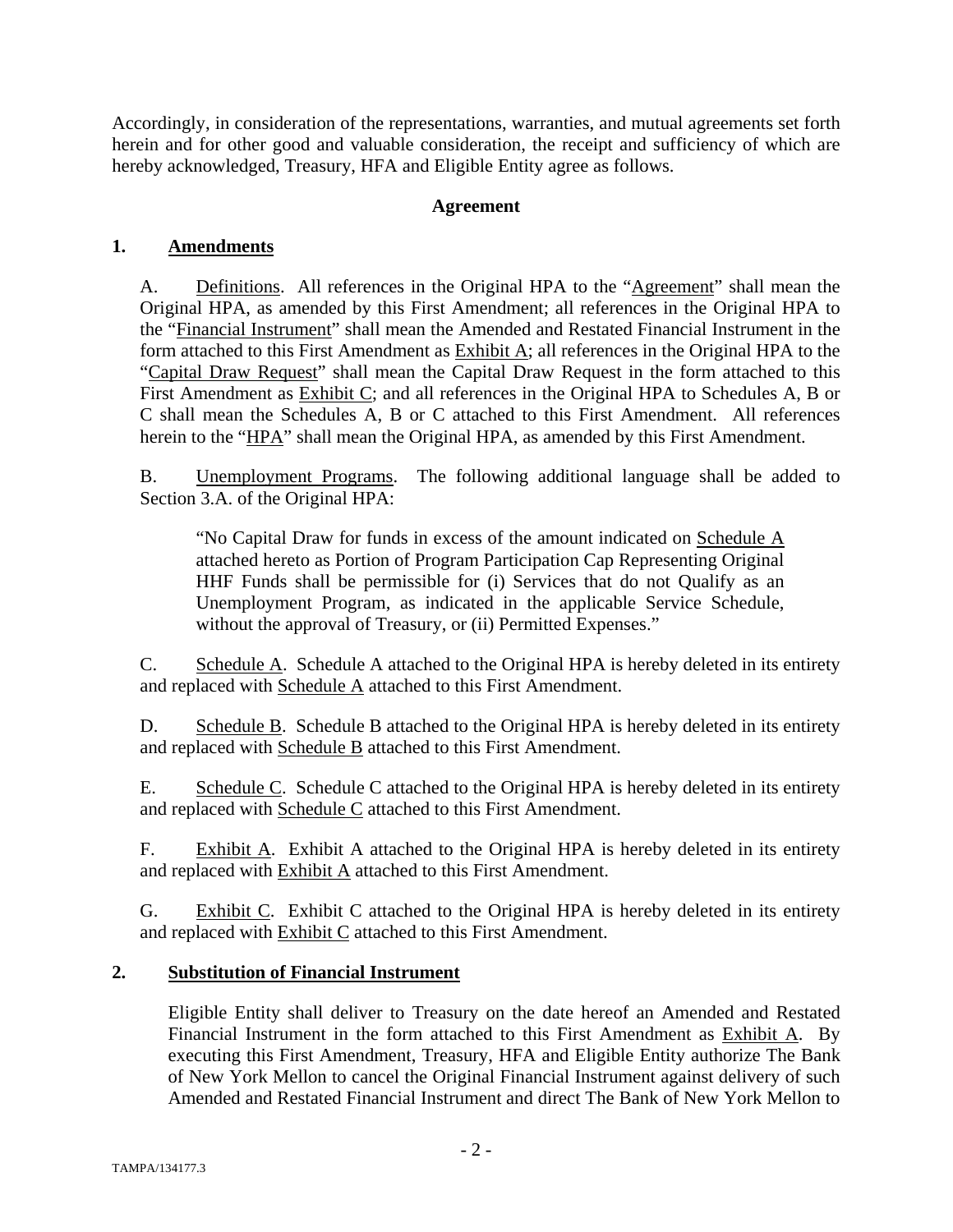Accordingly, in consideration of the representations, warranties, and mutual agreements set forth herein and for other good and valuable consideration, the receipt and sufficiency of which are hereby acknowledged, Treasury, HFA and Eligible Entity agree as follows.

**Agreement**

## 1. Amendments

A. Definitions. All references in the Original HPA to the "Agreement" shall mean the Original HPA, as amended by this First Amendment; all references in the Original HPA to the "Financial Instrument" shall mean the Amended and Restated Financial Instrument in the form attached to this First Amendment as Exhibit A; all references in the Original HPA to the "Capital Draw Request" shall mean the Capital Draw Request in the form attached to this First Amendment as Exhibit C; and all references in the Original HPA to Schedules A, B or C shall mean the Schedules A, B or C attached to this First Amendment. All references herein to the "HPA" shall mean the Original HPA, as amended by this First Amendment.

B. Unemployment Programs. The following additional language shall be added to Section 3.A. of the Original HPA:

> "No Capital Draw for funds in excess of the amount indicated on Schedule A attached hereto as Portion of Program Participation Cap Representing Original HHF Funds shall be permissible for (i) Services that do not Qualify as an Unemployment Program, as indicated in the applicable Service Schedule, without the approval of Treasury, or (ii) Permitted Expenses."

C. Schedule A. Schedule A attached to the Original HPA is hereby deleted in its entirety and replaced with Schedule A attached to this First Amendment.

D. Schedule B. Schedule B attached to the Original HPA is hereby deleted in its entirety and replaced with Schedule B attached to this First Amendment.

E. Schedule C. Schedule C attached to the Original HPA is hereby deleted in its entirety and replaced with Schedule C attached to this First Amendment.

F. Exhibit A. Exhibit A attached to the Original HPA is hereby deleted in its entirety and replaced with Exhibit A attached to this First Amendment.

G. Exhibit C. Exhibit C attached to the Original HPA is hereby deleted in its entirety and replaced with Exhibit C attached to this First Amendment.

## 2. Substitution of Financial Instrument

Eligible Entity shall deliver to Treasury on the date hereof an Amended and Restated Financial Instrument in the form attached to this First Amendment as Exhibit A. By executing this First Amendment, Treasury, HFA and Eligible Entity authorize The Bank of New York Mellon to cancel the Original Financial Instrument against delivery of such Amended and Restated Financial Instrument and direct The Bank of New York Mellon to

TAMPA/134177.3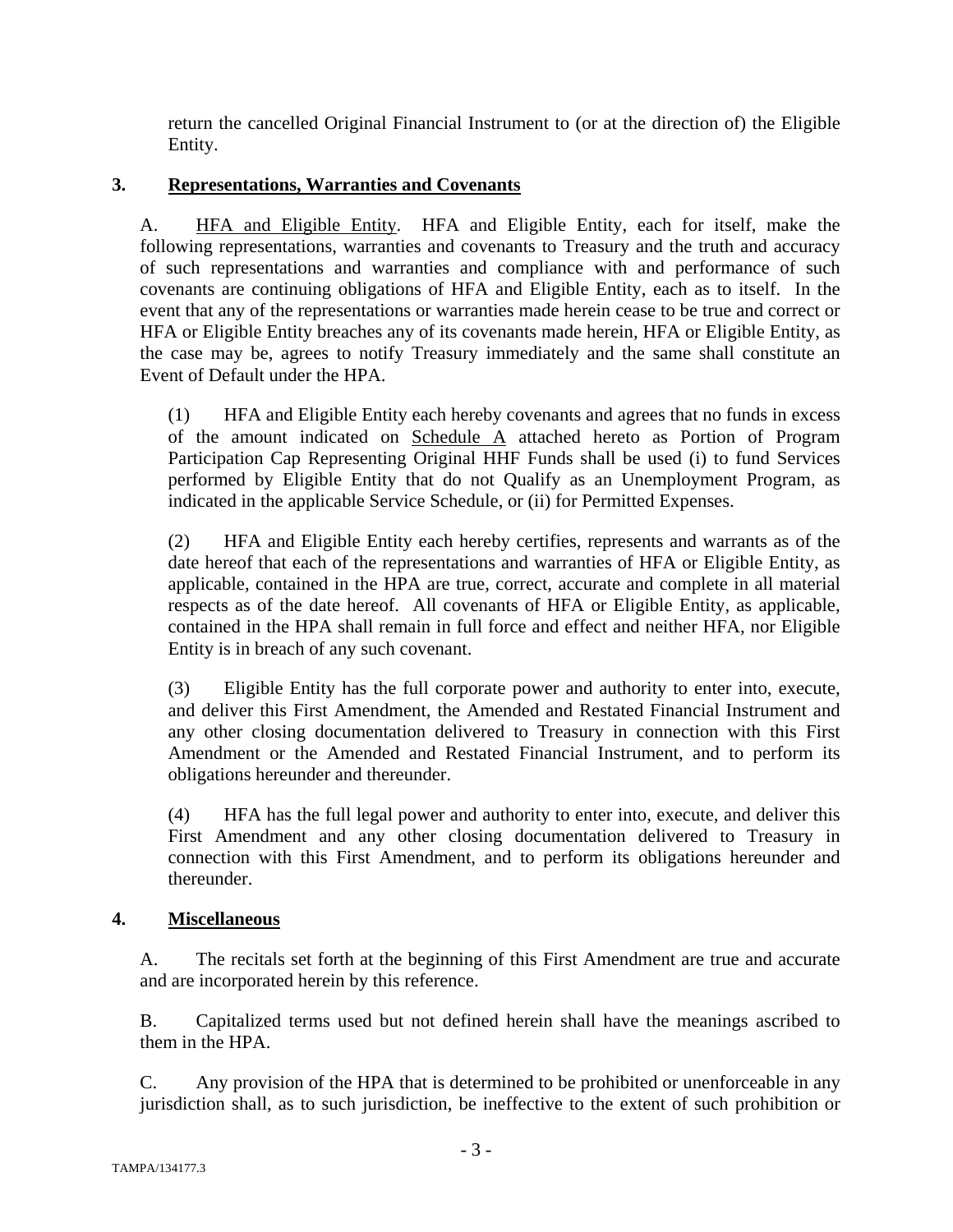return the cancelled Original Financial Instrument to (or at the direction of) the Eligible Entity.

## 3. Representations, Warranties and Covenants

A. HFA and Eligible Entity. HFA and Eligible Entity, each for itself, make the following representations, warranties and covenants to Treasury and the truth and accuracy of such representations and warranties and compliance with and performance of such covenants are continuing obligations of HFA and Eligible Entity, each as to itself. In the event that any of the representations or warranties made herein cease to be true and correct or HFA or Eligible Entity breaches any of its covenants made herein, HFA or Eligible Entity, as the case may be, agrees to notify Treasury immediately and the same shall constitute an Event of Default under the HPA.

(1) HFA and Eligible Entity each hereby covenants and agrees that no funds in excess of the amount indicated on Schedule A attached hereto as Portion of Program Participation Cap Representing Original HHF Funds shall be used (i) to fund Services performed by Eligible Entity that do not Qualify as an Unemployment Program, as indicated in the applicable Service Schedule, or (ii) for Permitted Expenses.

(2) HFA and Eligible Entity each hereby certifies, represents and warrants as of the date hereof that each of the representations and warranties of HFA or Eligible Entity, as applicable, contained in the HPA are true, correct, accurate and complete in all material respects as of the date hereof. All covenants of HFA or Eligible Entity, as applicable, contained in the HPA shall remain in full force and effect and neither HFA, nor Eligible Entity is in breach of any such covenant.

(3) Eligible Entity has the full corporate power and authority to enter into, execute, and deliver this First Amendment, the Amended and Restated Financial Instrument and any other closing documentation delivered to Treasury in connection with this First Amendment or the Amended and Restated Financial Instrument, and to perform its obligations hereunder and thereunder.

(4) HFA has the full legal power and authority to enter into, execute, and deliver this First Amendment and any other closing documentation delivered to Treasury in connection with this First Amendment, and to perform its obligations hereunder and thereunder.

## 4. Miscellaneous

A. The recitals set forth at the beginning of this First Amendment are true and accurate and are incorporated herein by this reference.

B. Capitalized terms used but not defined herein shall have the meanings ascribed to them in the HPA.

C. Any provision of the HPA that is determined to be prohibited or unenforceable in any jurisdiction shall, as to such jurisdiction, be ineffective to the extent of such prohibition or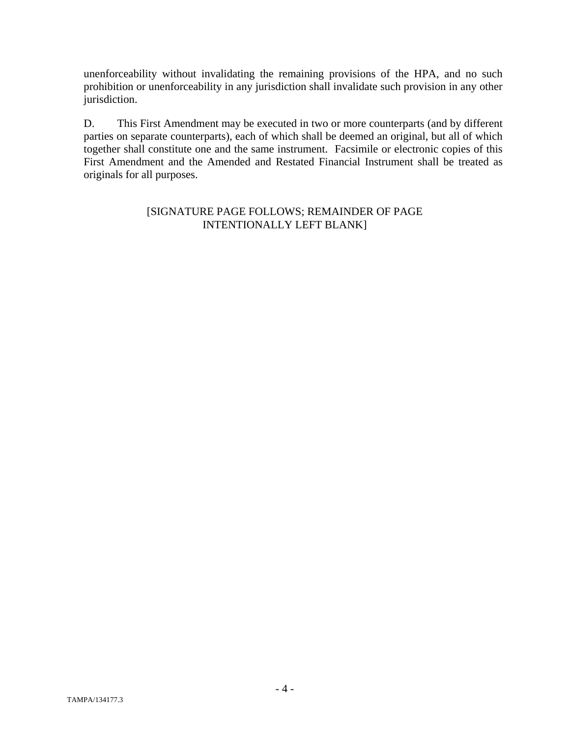unenforceability without invalidating the remaining provisions of the HPA, and no such prohibition or unenforceability in any jurisdiction shall invalidate such provision in any other jurisdiction.

D. This First Amendment may be executed in two or more counterparts (and by different parties on separate counterparts), each of which shall be deemed an original, but all of which together shall constitute one and the same instrument. Facsimile or electronic copies of this First Amendment and the Amended and Restated Financial Instrument shall be treated as originals for all purposes.

[SIGNATURE PAGE FOLLOWS; REMAINDER OF PAGE INTENTIONALLY LEFT BLANK]

TAMPA/134177.3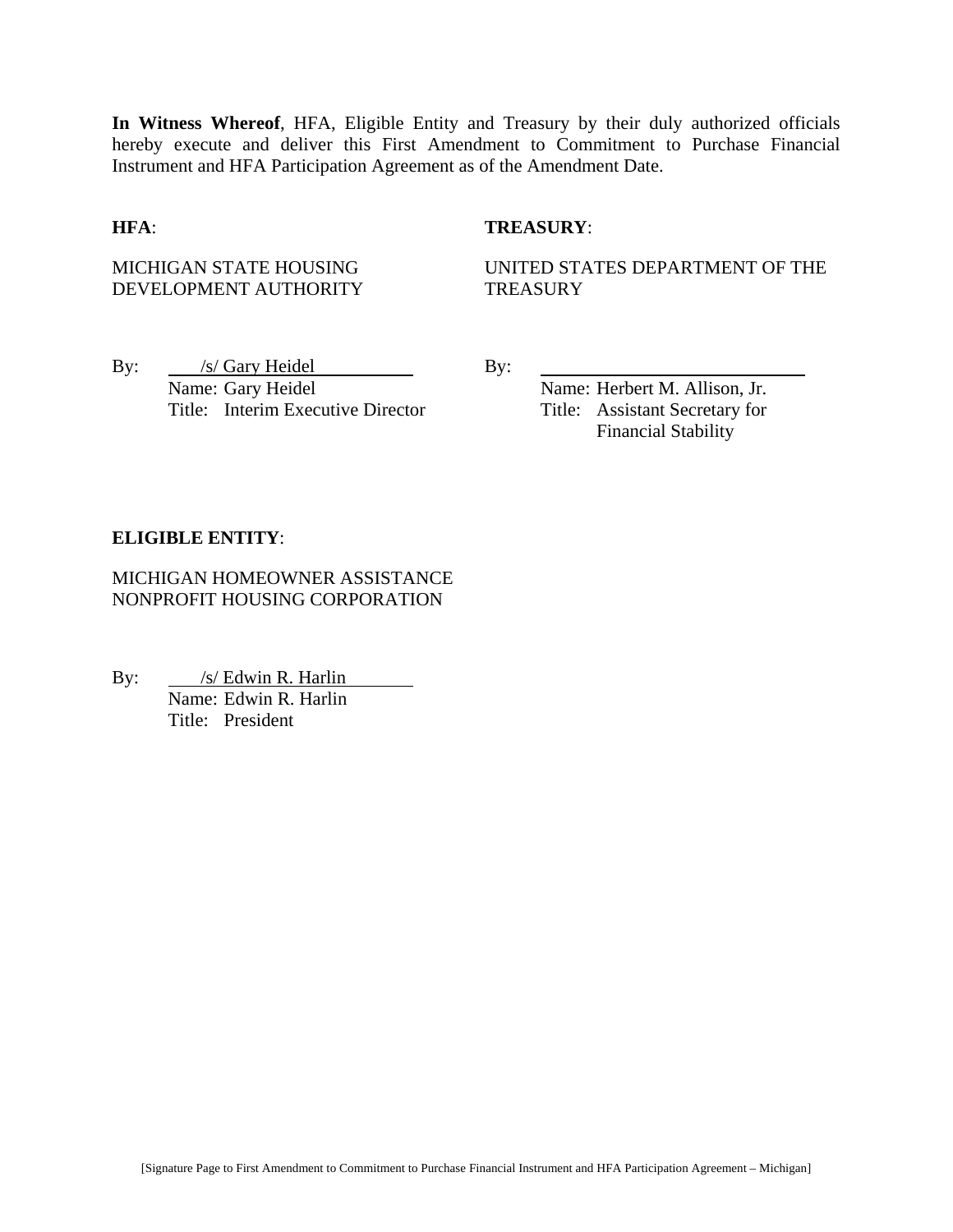**In Witness Whereof**, HFA, Eligible Entity and Treasury by their duly authorized officials hereby execute and deliver this First Amendment to Commitment to Purchase Financial Instrument and HFA Participation Agreement as of the Amendment Date.

**HFA**:

MICHIGAN STATE HOUSING DEVELOPMENT AUTHORITY

By: /s/ Gary Heidel
Name: Gary Heidel
Title: Interim Executive Director

**TREASURY**:

UNITED STATES DEPARTMENT OF THE TREASURY

By: ______________________________
Name: Herbert M. Allison, Jr.
Title: Assistant Secretary for Financial Stability

**ELIGIBLE ENTITY**:

MICHIGAN HOMEOWNER ASSISTANCE NONPROFIT HOUSING CORPORATION

By: /s/ Edwin R. Harlin
Name: Edwin R. Harlin
Title: President

[Signature Page to First Amendment to Commitment to Purchase Financial Instrument and HFA Participation Agreement – Michigan]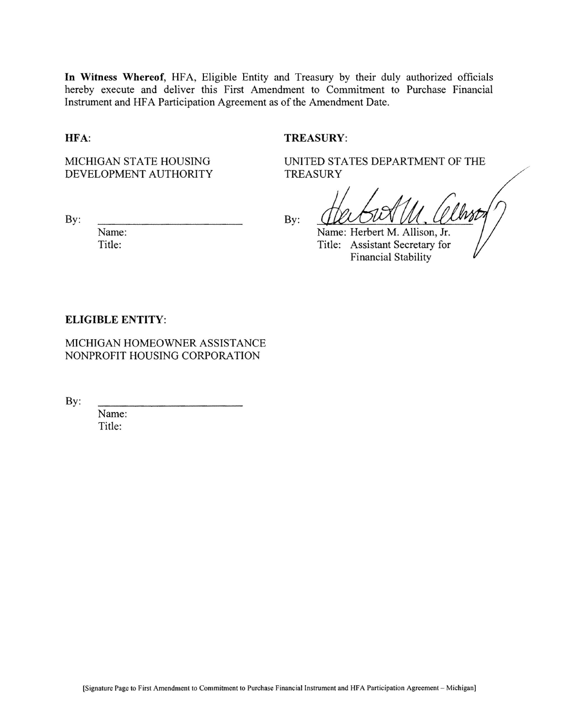**In Witness Whereof**, HFA, Eligible Entity and Treasury by their duly authorized officials hereby execute and deliver this First Amendment to Commitment to Purchase Financial Instrument and HFA Participation Agreement as of the Amendment Date.

**HFA**:

MICHIGAN STATE HOUSING DEVELOPMENT AUTHORITY

By: \_\_\_\_\_\_\_\_\_\_\_\_\_\_\_\_\_\_\_\_\_\_\_\_\_
Name:
Title:

**TREASURY**:

UNITED STATES DEPARTMENT OF THE TREASURY

By: \_\_\_\_\_\_\_\_\_\_\_\_\_\_\_\_\_\_\_\_\_\_\_\_\_
Name: Herbert M. Allison, Jr.
Title: Assistant Secretary for Financial Stability

**ELIGIBLE ENTITY**:

MICHIGAN HOMEOWNER ASSISTANCE NONPROFIT HOUSING CORPORATION

By: \_\_\_\_\_\_\_\_\_\_\_\_\_\_\_\_\_\_\_\_\_\_\_\_\_
Name:
Title:

[Signature Page to First Amendment to Commitment to Purchase Financial Instrument and HFA Participation Agreement – Michigan]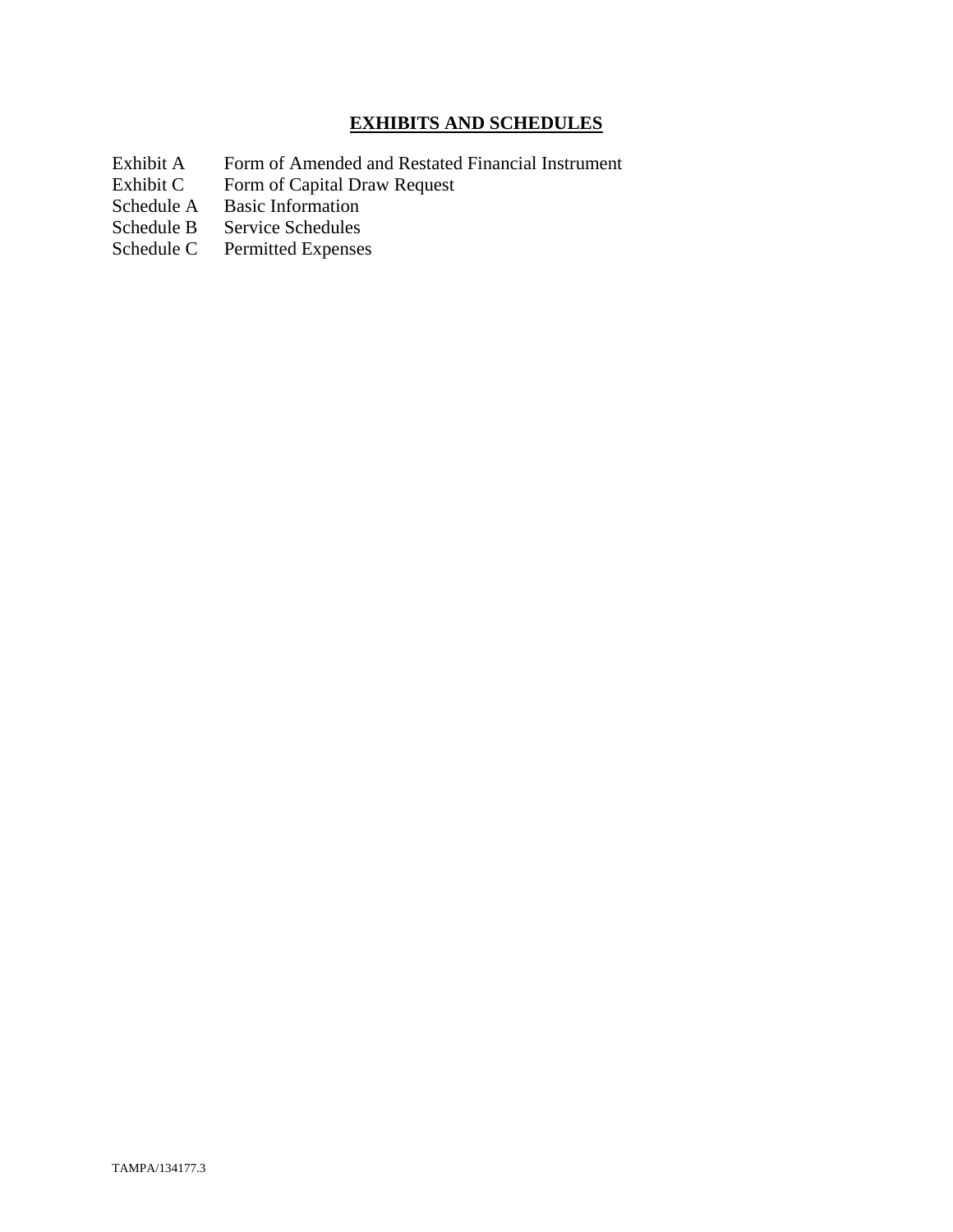# EXHIBITS AND SCHEDULES

| | |
|---|---|
| Exhibit A | Form of Amended and Restated Financial Instrument |
| Exhibit C | Form of Capital Draw Request |
| Schedule A | Basic Information |
| Schedule B | Service Schedules |
| Schedule C | Permitted Expenses |

TAMPA/134177.3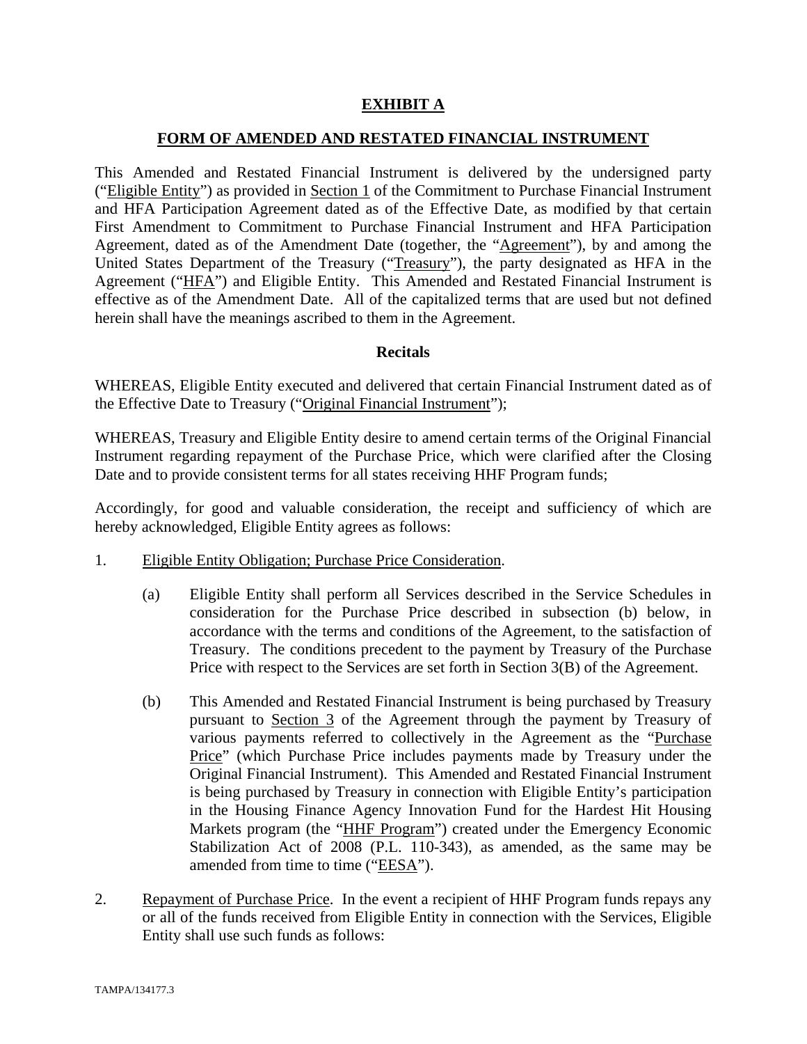**EXHIBIT A**

**FORM OF AMENDED AND RESTATED FINANCIAL INSTRUMENT**

This Amended and Restated Financial Instrument is delivered by the undersigned party ("Eligible Entity") as provided in Section 1 of the Commitment to Purchase Financial Instrument and HFA Participation Agreement dated as of the Effective Date, as modified by that certain First Amendment to Commitment to Purchase Financial Instrument and HFA Participation Agreement, dated as of the Amendment Date (together, the "Agreement"), by and among the United States Department of the Treasury ("Treasury"), the party designated as HFA in the Agreement ("HFA") and Eligible Entity. This Amended and Restated Financial Instrument is effective as of the Amendment Date. All of the capitalized terms that are used but not defined herein shall have the meanings ascribed to them in the Agreement.

**Recitals**

WHEREAS, Eligible Entity executed and delivered that certain Financial Instrument dated as of the Effective Date to Treasury ("Original Financial Instrument");

WHEREAS, Treasury and Eligible Entity desire to amend certain terms of the Original Financial Instrument regarding repayment of the Purchase Price, which were clarified after the Closing Date and to provide consistent terms for all states receiving HHF Program funds;

Accordingly, for good and valuable consideration, the receipt and sufficiency of which are hereby acknowledged, Eligible Entity agrees as follows:

1. Eligible Entity Obligation; Purchase Price Consideration.

   (a) Eligible Entity shall perform all Services described in the Service Schedules in consideration for the Purchase Price described in subsection (b) below, in accordance with the terms and conditions of the Agreement, to the satisfaction of Treasury. The conditions precedent to the payment by Treasury of the Purchase Price with respect to the Services are set forth in Section 3(B) of the Agreement.

   (b) This Amended and Restated Financial Instrument is being purchased by Treasury pursuant to Section 3 of the Agreement through the payment by Treasury of various payments referred to collectively in the Agreement as the "Purchase Price" (which Purchase Price includes payments made by Treasury under the Original Financial Instrument). This Amended and Restated Financial Instrument is being purchased by Treasury in connection with Eligible Entity's participation in the Housing Finance Agency Innovation Fund for the Hardest Hit Housing Markets program (the "HHF Program") created under the Emergency Economic Stabilization Act of 2008 (P.L. 110-343), as amended, as the same may be amended from time to time ("EESA").

2. Repayment of Purchase Price. In the event a recipient of HHF Program funds repays any or all of the funds received from Eligible Entity in connection with the Services, Eligible Entity shall use such funds as follows: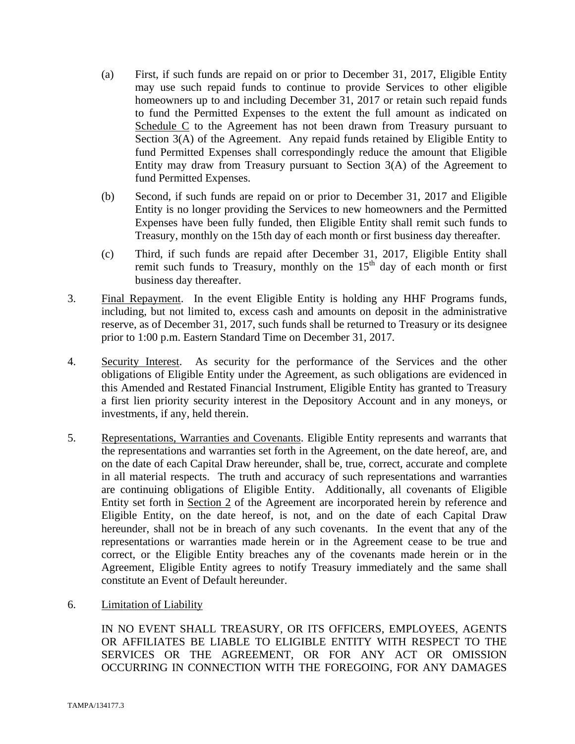(a) First, if such funds are repaid on or prior to December 31, 2017, Eligible Entity may use such repaid funds to continue to provide Services to other eligible homeowners up to and including December 31, 2017 or retain such repaid funds to fund the Permitted Expenses to the extent the full amount as indicated on Schedule C to the Agreement has not been drawn from Treasury pursuant to Section 3(A) of the Agreement. Any repaid funds retained by Eligible Entity to fund Permitted Expenses shall correspondingly reduce the amount that Eligible Entity may draw from Treasury pursuant to Section 3(A) of the Agreement to fund Permitted Expenses.

(b) Second, if such funds are repaid on or prior to December 31, 2017 and Eligible Entity is no longer providing the Services to new homeowners and the Permitted Expenses have been fully funded, then Eligible Entity shall remit such funds to Treasury, monthly on the 15th day of each month or first business day thereafter.

(c) Third, if such funds are repaid after December 31, 2017, Eligible Entity shall remit such funds to Treasury, monthly on the 15th day of each month or first business day thereafter.

3. Final Repayment. In the event Eligible Entity is holding any HHF Programs funds, including, but not limited to, excess cash and amounts on deposit in the administrative reserve, as of December 31, 2017, such funds shall be returned to Treasury or its designee prior to 1:00 p.m. Eastern Standard Time on December 31, 2017.

4. Security Interest. As security for the performance of the Services and the other obligations of Eligible Entity under the Agreement, as such obligations are evidenced in this Amended and Restated Financial Instrument, Eligible Entity has granted to Treasury a first lien priority security interest in the Depository Account and in any moneys, or investments, if any, held therein.

5. Representations, Warranties and Covenants. Eligible Entity represents and warrants that the representations and warranties set forth in the Agreement, on the date hereof, are, and on the date of each Capital Draw hereunder, shall be, true, correct, accurate and complete in all material respects. The truth and accuracy of such representations and warranties are continuing obligations of Eligible Entity. Additionally, all covenants of Eligible Entity set forth in Section 2 of the Agreement are incorporated herein by reference and Eligible Entity, on the date hereof, is not, and on the date of each Capital Draw hereunder, shall not be in breach of any such covenants. In the event that any of the representations or warranties made herein or in the Agreement cease to be true and correct, or the Eligible Entity breaches any of the covenants made herein or in the Agreement, Eligible Entity agrees to notify Treasury immediately and the same shall constitute an Event of Default hereunder.

6. Limitation of Liability

IN NO EVENT SHALL TREASURY, OR ITS OFFICERS, EMPLOYEES, AGENTS OR AFFILIATES BE LIABLE TO ELIGIBLE ENTITY WITH RESPECT TO THE SERVICES OR THE AGREEMENT, OR FOR ANY ACT OR OMISSION OCCURRING IN CONNECTION WITH THE FOREGOING, FOR ANY DAMAGES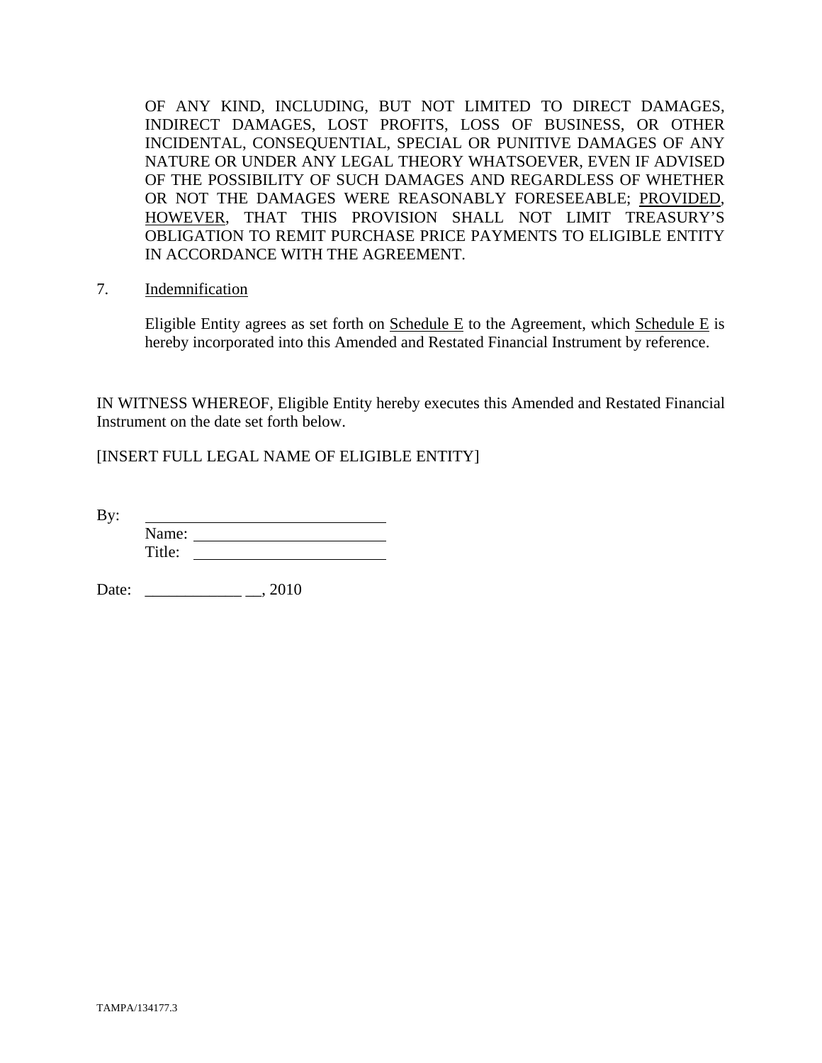OF ANY KIND, INCLUDING, BUT NOT LIMITED TO DIRECT DAMAGES, INDIRECT DAMAGES, LOST PROFITS, LOSS OF BUSINESS, OR OTHER INCIDENTAL, CONSEQUENTIAL, SPECIAL OR PUNITIVE DAMAGES OF ANY NATURE OR UNDER ANY LEGAL THEORY WHATSOEVER, EVEN IF ADVISED OF THE POSSIBILITY OF SUCH DAMAGES AND REGARDLESS OF WHETHER OR NOT THE DAMAGES WERE REASONABLY FORESEEABLE; PROVIDED, HOWEVER, THAT THIS PROVISION SHALL NOT LIMIT TREASURY'S OBLIGATION TO REMIT PURCHASE PRICE PAYMENTS TO ELIGIBLE ENTITY IN ACCORDANCE WITH THE AGREEMENT.

7. Indemnification

Eligible Entity agrees as set forth on Schedule E to the Agreement, which Schedule E is hereby incorporated into this Amended and Restated Financial Instrument by reference.

IN WITNESS WHEREOF, Eligible Entity hereby executes this Amended and Restated Financial Instrument on the date set forth below.

[INSERT FULL LEGAL NAME OF ELIGIBLE ENTITY]

By: ______________________________
Name: ______________________________
Title: ______________________________

Date: ____________ __, 2010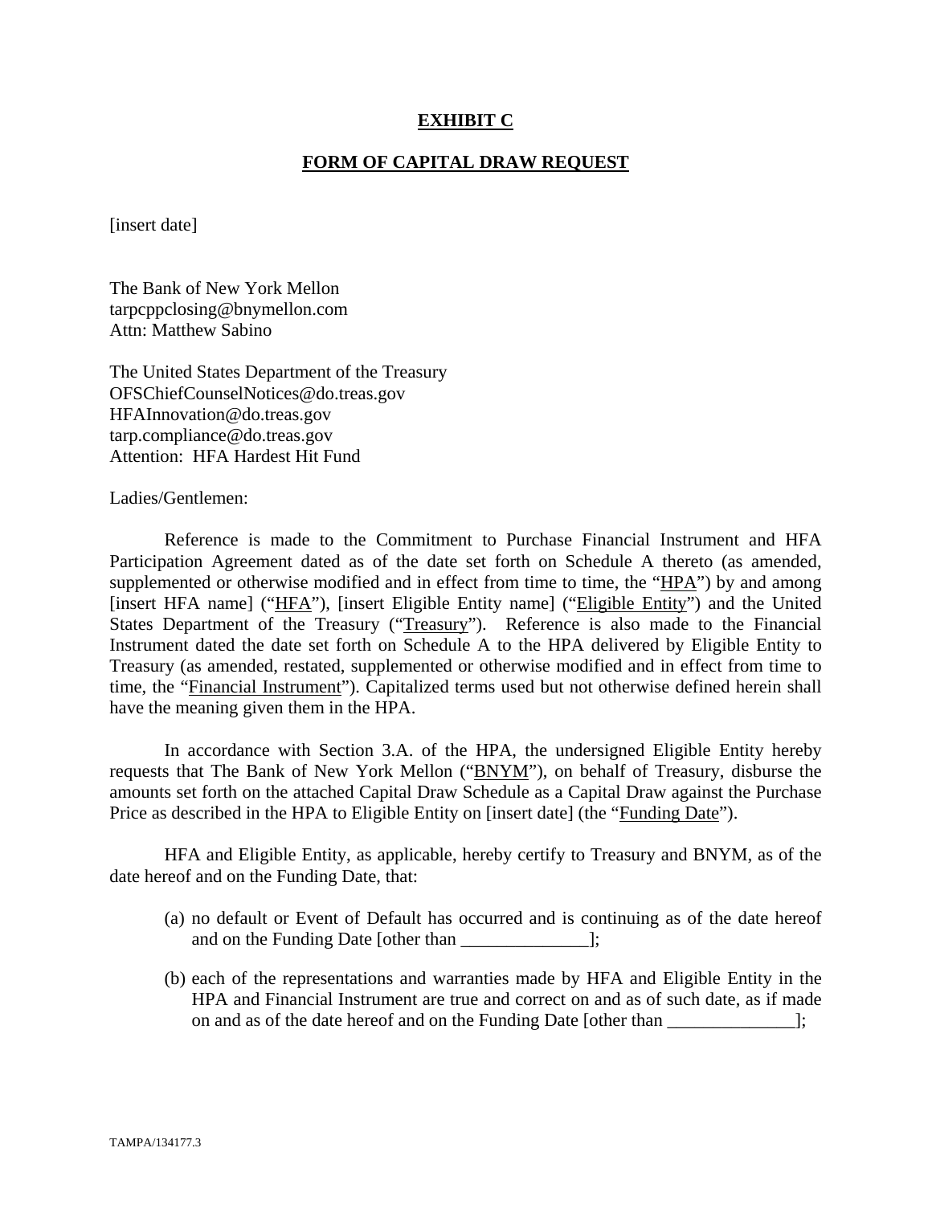# EXHIBIT C

## FORM OF CAPITAL DRAW REQUEST

[insert date]

The Bank of New York Mellon
tarpcppclosing@bnymellon.com
Attn: Matthew Sabino

The United States Department of the Treasury
OFSChiefCounselNotices@do.treas.gov
HFAInnovation@do.treas.gov
tarp.compliance@do.treas.gov
Attention: HFA Hardest Hit Fund

Ladies/Gentlemen:

Reference is made to the Commitment to Purchase Financial Instrument and HFA Participation Agreement dated as of the date set forth on Schedule A thereto (as amended, supplemented or otherwise modified and in effect from time to time, the "HPA") by and among [insert HFA name] ("HFA"), [insert Eligible Entity name] ("Eligible Entity") and the United States Department of the Treasury ("Treasury"). Reference is also made to the Financial Instrument dated the date set forth on Schedule A to the HPA delivered by Eligible Entity to Treasury (as amended, restated, supplemented or otherwise modified and in effect from time to time, the "Financial Instrument"). Capitalized terms used but not otherwise defined herein shall have the meaning given them in the HPA.

In accordance with Section 3.A. of the HPA, the undersigned Eligible Entity hereby requests that The Bank of New York Mellon ("BNYM"), on behalf of Treasury, disburse the amounts set forth on the attached Capital Draw Schedule as a Capital Draw against the Purchase Price as described in the HPA to Eligible Entity on [insert date] (the "Funding Date").

HFA and Eligible Entity, as applicable, hereby certify to Treasury and BNYM, as of the date hereof and on the Funding Date, that:

(a) no default or Event of Default has occurred and is continuing as of the date hereof and on the Funding Date [other than ______________];

(b) each of the representations and warranties made by HFA and Eligible Entity in the HPA and Financial Instrument are true and correct on and as of such date, as if made on and as of the date hereof and on the Funding Date [other than ______________];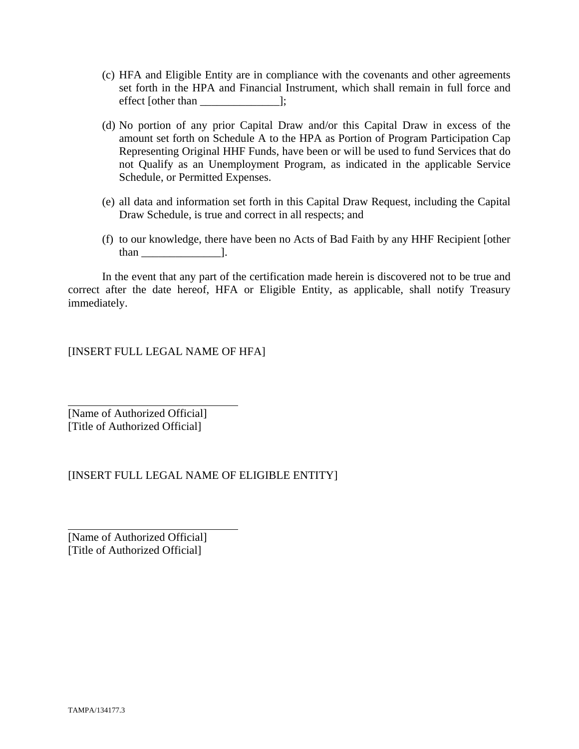(c) HFA and Eligible Entity are in compliance with the covenants and other agreements set forth in the HPA and Financial Instrument, which shall remain in full force and effect [other than ______________];

(d) No portion of any prior Capital Draw and/or this Capital Draw in excess of the amount set forth on Schedule A to the HPA as Portion of Program Participation Cap Representing Original HHF Funds, have been or will be used to fund Services that do not Qualify as an Unemployment Program, as indicated in the applicable Service Schedule, or Permitted Expenses.

(e) all data and information set forth in this Capital Draw Request, including the Capital Draw Schedule, is true and correct in all respects; and

(f) to our knowledge, there have been no Acts of Bad Faith by any HHF Recipient [other than ______________].

In the event that any part of the certification made herein is discovered not to be true and correct after the date hereof, HFA or Eligible Entity, as applicable, shall notify Treasury immediately.

[INSERT FULL LEGAL NAME OF HFA]

______________________________
[Name of Authorized Official]
[Title of Authorized Official]

[INSERT FULL LEGAL NAME OF ELIGIBLE ENTITY]

______________________________
[Name of Authorized Official]
[Title of Authorized Official]

TAMPA/134177.3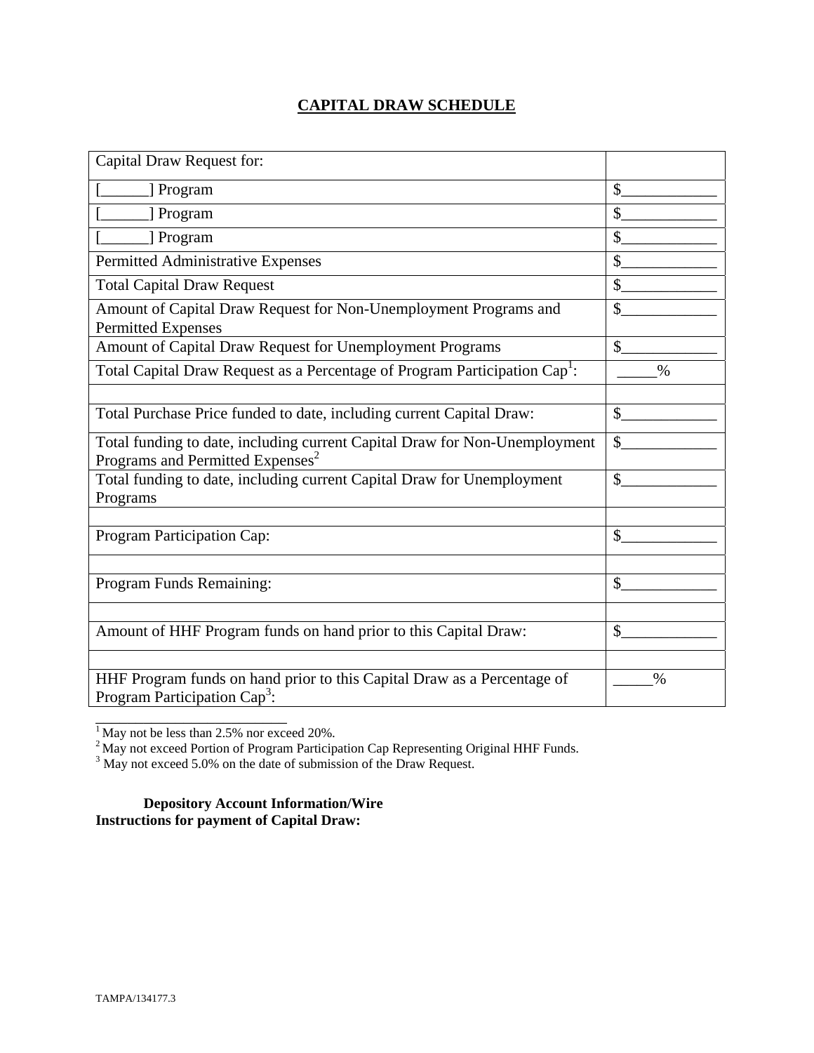# CAPITAL DRAW SCHEDULE

| Capital Draw Request for: | |
|---|---|
| [______] Program | $____________ |
| [______] Program | $____________ |
| [______] Program | $____________ |
| Permitted Administrative Expenses | $____________ |
| Total Capital Draw Request | $____________ |
| Amount of Capital Draw Request for Non-Unemployment Programs and Permitted Expenses | $____________ |
| Amount of Capital Draw Request for Unemployment Programs | $____________ |
| Total Capital Draw Request as a Percentage of Program Participation Cap[1]: | _____% |
| | |
| Total Purchase Price funded to date, including current Capital Draw: | $____________ |
| Total funding to date, including current Capital Draw for Non-Unemployment Programs and Permitted Expenses[2] | $____________ |
| Total funding to date, including current Capital Draw for Unemployment Programs | $____________ |
| | |
| Program Participation Cap: | $____________ |
| | |
| Program Funds Remaining: | $____________ |
| | |
| Amount of HHF Program funds on hand prior to this Capital Draw: | $____________ |
| | |
| HHF Program funds on hand prior to this Capital Draw as a Percentage of Program Participation Cap[3]: | _____% |

[1] May not be less than 2.5% nor exceed 20%.
[2] May not exceed Portion of Program Participation Cap Representing Original HHF Funds.
[3] May not exceed 5.0% on the date of submission of the Draw Request.

**Depository Account Information/Wire Instructions for payment of Capital Draw:**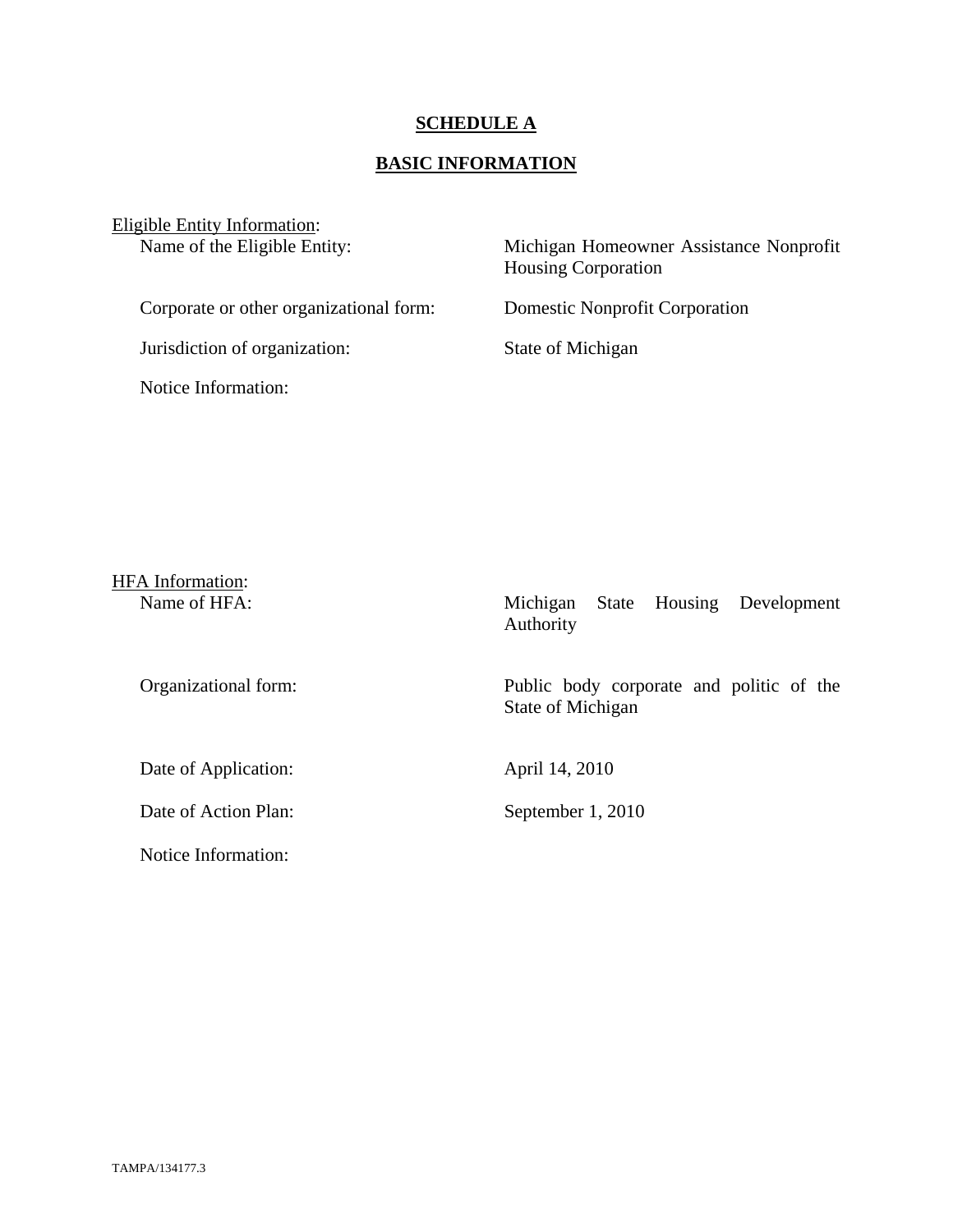# SCHEDULE A

## BASIC INFORMATION

Eligible Entity Information:

| | |
|---|---|
| Name of the Eligible Entity: | Michigan Homeowner Assistance Nonprofit Housing Corporation |
| Corporate or other organizational form: | Domestic Nonprofit Corporation |
| Jurisdiction of organization: | State of Michigan |
| Notice Information: | |

HFA Information:

| | |
|---|---|
| Name of HFA: | Michigan State Housing Development Authority |
| Organizational form: | Public body corporate and politic of the State of Michigan |
| Date of Application: | April 14, 2010 |
| Date of Action Plan: | September 1, 2010 |
| Notice Information: | |

TAMPA/134177.3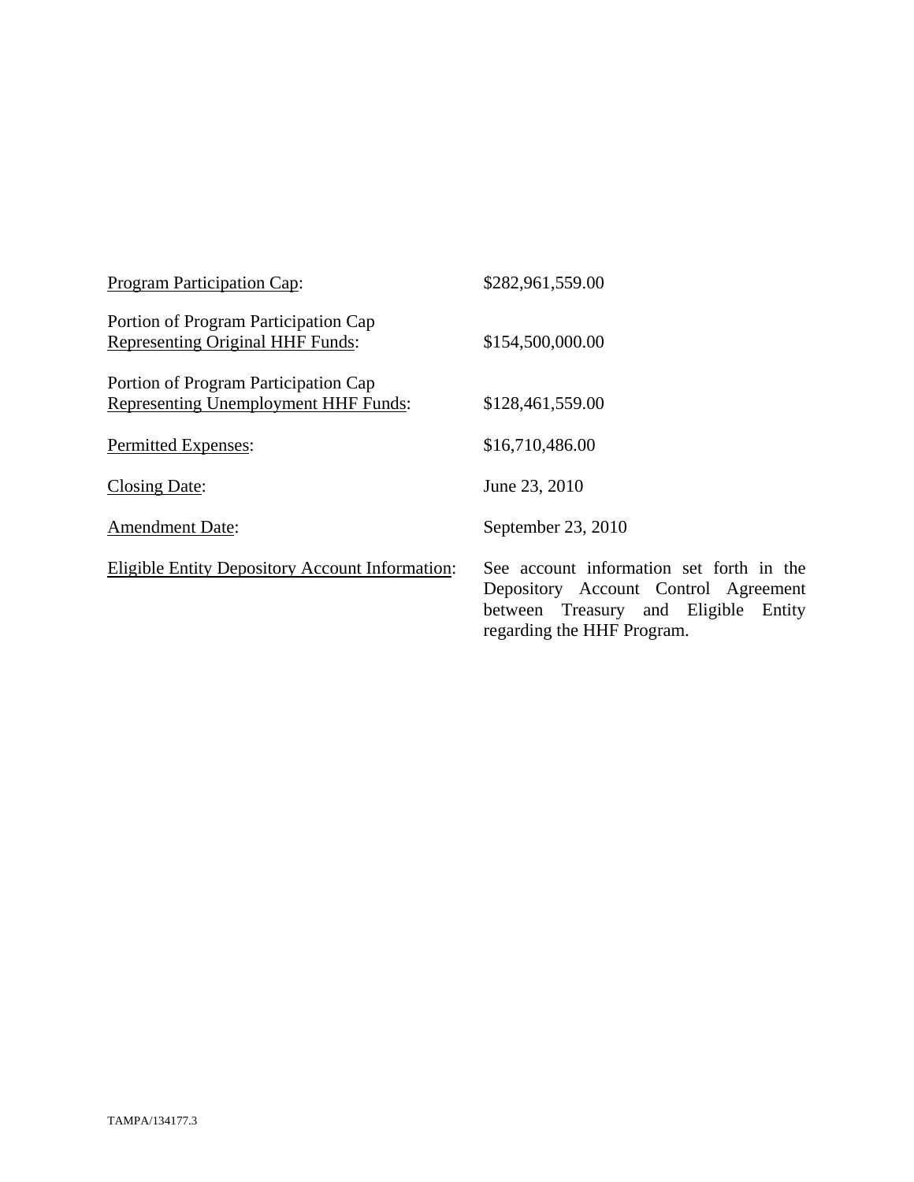| | |
|---|---|
| Program Participation Cap: | $282,961,559.00 |
| Portion of Program Participation Cap Representing Original HHF Funds: | $154,500,000.00 |
| Portion of Program Participation Cap Representing Unemployment HHF Funds: | $128,461,559.00 |
| Permitted Expenses: | $16,710,486.00 |
| Closing Date: | June 23, 2010 |
| Amendment Date: | September 23, 2010 |
| Eligible Entity Depository Account Information: | See account information set forth in the Depository Account Control Agreement between Treasury and Eligible Entity regarding the HHF Program. |

TAMPA/134177.3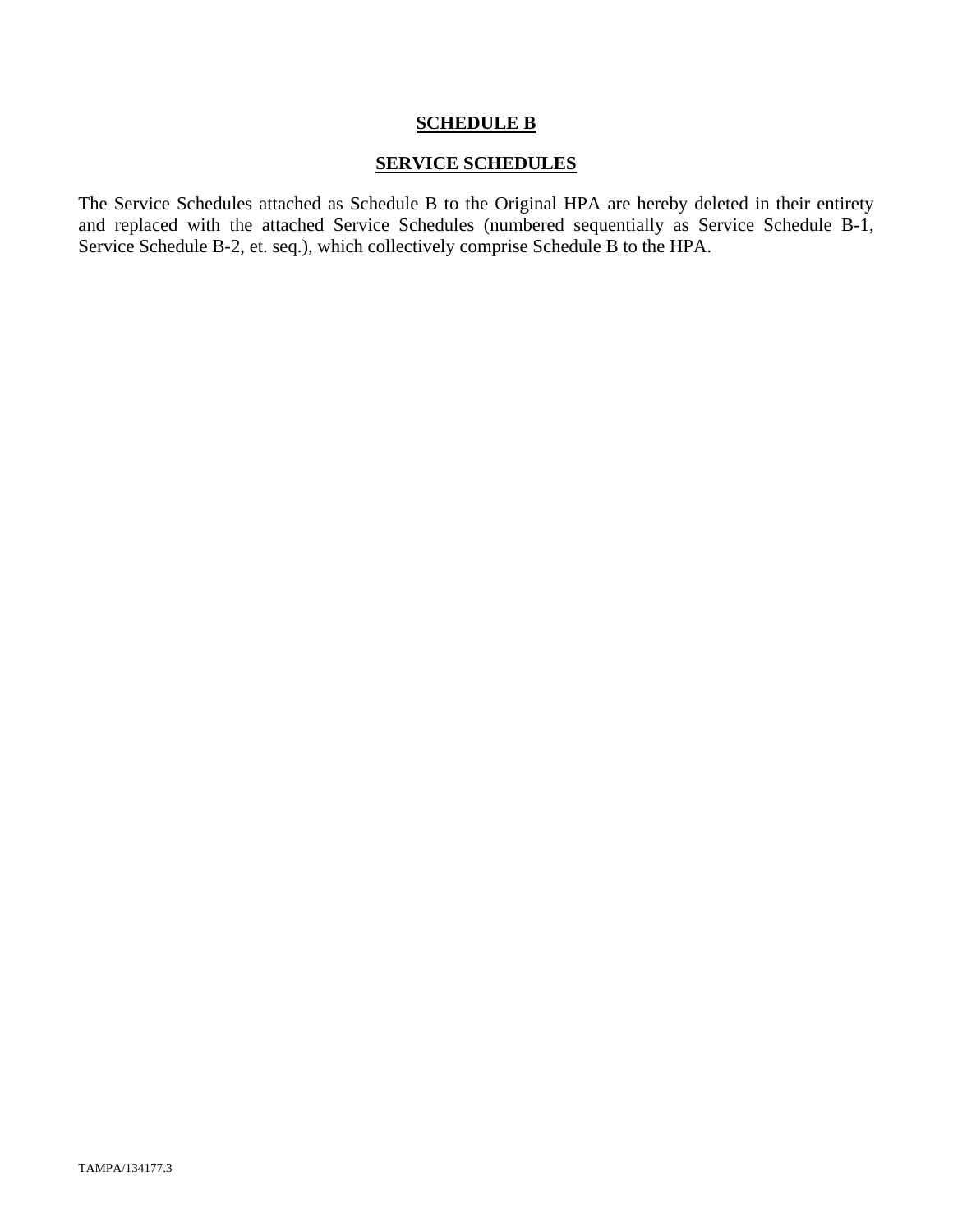# **SCHEDULE B**

## **SERVICE SCHEDULES**

The Service Schedules attached as Schedule B to the Original HPA are hereby deleted in their entirety and replaced with the attached Service Schedules (numbered sequentially as Service Schedule B-1, Service Schedule B-2, et. seq.), which collectively comprise Schedule B to the HPA.

TAMPA/134177.3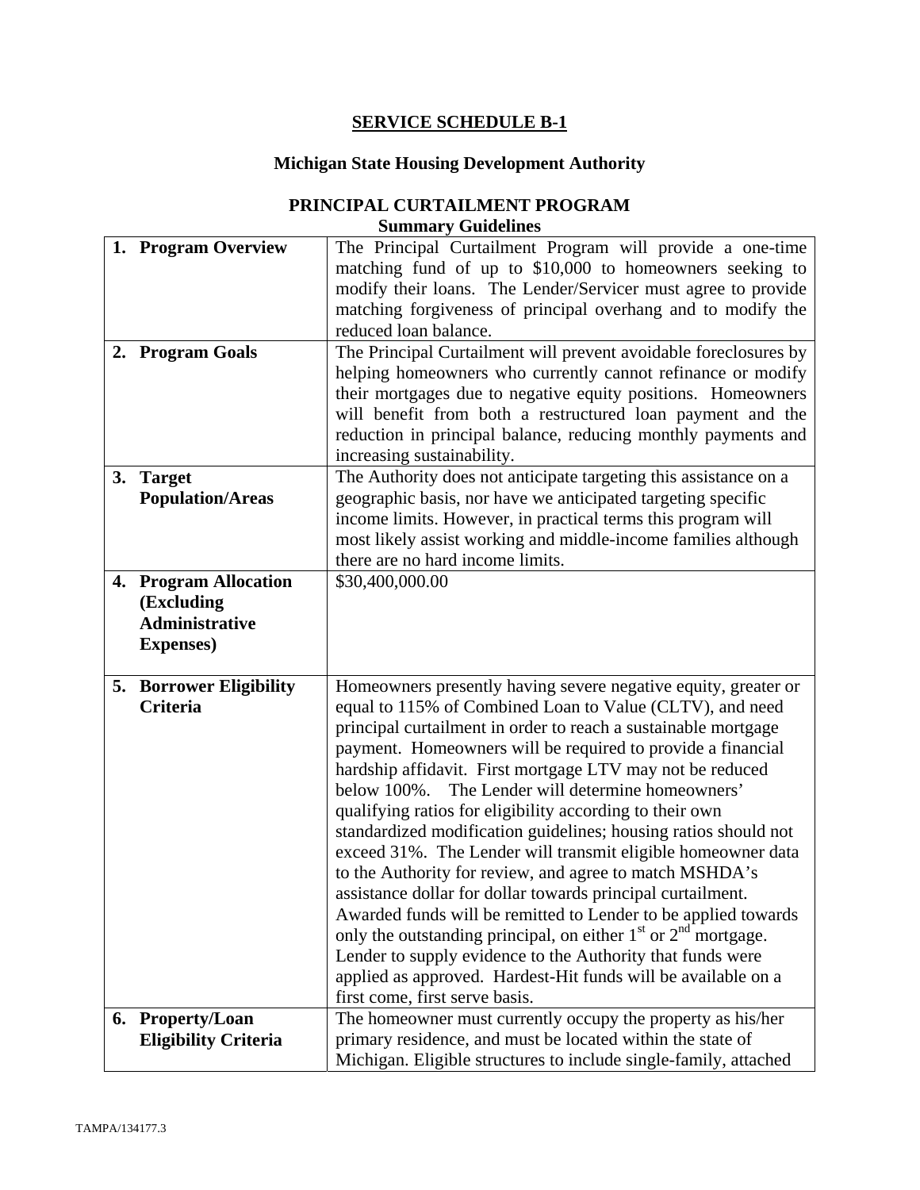# SERVICE SCHEDULE B-1

## Michigan State Housing Development Authority

## PRINCIPAL CURTAILMENT PROGRAM
### Summary Guidelines

| | |
|---|---|
| **1. Program Overview** | The Principal Curtailment Program will provide a one-time matching fund of up to \$10,000 to homeowners seeking to modify their loans. The Lender/Servicer must agree to provide matching forgiveness of principal overhang and to modify the reduced loan balance. |
| **2. Program Goals** | The Principal Curtailment will prevent avoidable foreclosures by helping homeowners who currently cannot refinance or modify their mortgages due to negative equity positions. Homeowners will benefit from both a restructured loan payment and the reduction in principal balance, reducing monthly payments and increasing sustainability. |
| **3. Target Population/Areas** | The Authority does not anticipate targeting this assistance on a geographic basis, nor have we anticipated targeting specific income limits. However, in practical terms this program will most likely assist working and middle-income families although there are no hard income limits. |
| **4. Program Allocation (Excluding Administrative Expenses)** | \$30,400,000.00 |
| **5. Borrower Eligibility Criteria** | Homeowners presently having severe negative equity, greater or equal to 115% of Combined Loan to Value (CLTV), and need principal curtailment in order to reach a sustainable mortgage payment. Homeowners will be required to provide a financial hardship affidavit. First mortgage LTV may not be reduced below 100%. The Lender will determine homeowners' qualifying ratios for eligibility according to their own standardized modification guidelines; housing ratios should not exceed 31%. The Lender will transmit eligible homeowner data to the Authority for review, and agree to match MSHDA's assistance dollar for dollar towards principal curtailment. Awarded funds will be remitted to Lender to be applied towards only the outstanding principal, on either 1st or 2nd mortgage. Lender to supply evidence to the Authority that funds were applied as approved. Hardest-Hit funds will be available on a first come, first serve basis. |
| **6. Property/Loan Eligibility Criteria** | The homeowner must currently occupy the property as his/her primary residence, and must be located within the state of Michigan. Eligible structures to include single-family, attached |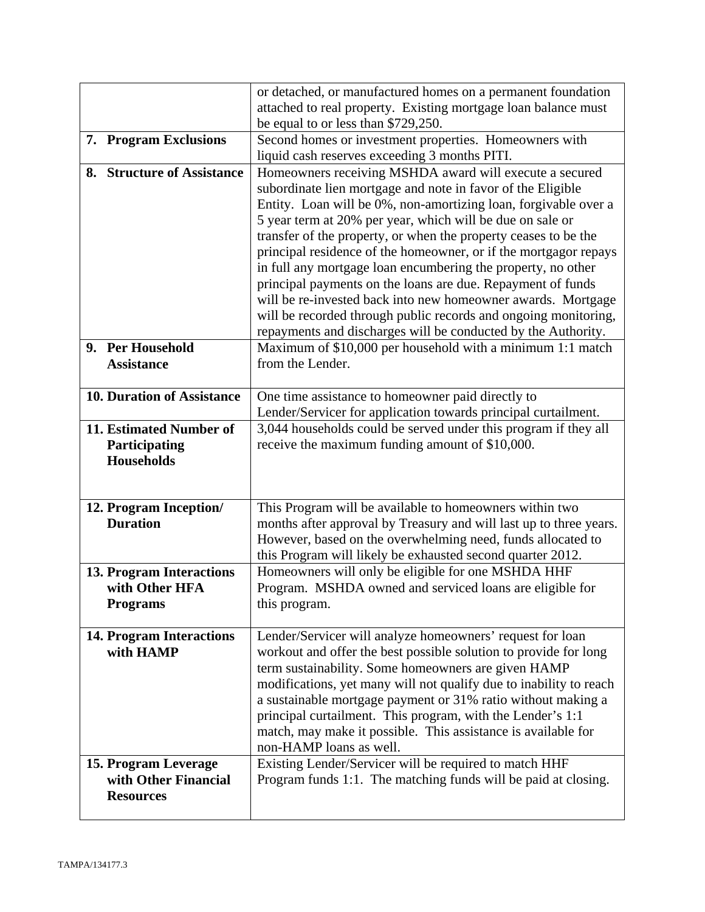| | |
|---|---|
| | or detached, or manufactured homes on a permanent foundation attached to real property. Existing mortgage loan balance must be equal to or less than $729,250. |
| **7. Program Exclusions** | Second homes or investment properties. Homeowners with liquid cash reserves exceeding 3 months PITI. |
| **8. Structure of Assistance** | Homeowners receiving MSHDA award will execute a secured subordinate lien mortgage and note in favor of the Eligible Entity. Loan will be 0%, non-amortizing loan, forgivable over a 5 year term at 20% per year, which will be due on sale or transfer of the property, or when the property ceases to be the principal residence of the homeowner, or if the mortgagor repays in full any mortgage loan encumbering the property, no other principal payments on the loans are due. Repayment of funds will be re-invested back into new homeowner awards. Mortgage will be recorded through public records and ongoing monitoring, repayments and discharges will be conducted by the Authority. |
| **9. Per Household Assistance** | Maximum of $10,000 per household with a minimum 1:1 match from the Lender. |
| **10. Duration of Assistance** | One time assistance to homeowner paid directly to Lender/Servicer for application towards principal curtailment. |
| **11. Estimated Number of Participating Households** | 3,044 households could be served under this program if they all receive the maximum funding amount of $10,000. |
| **12. Program Inception/ Duration** | This Program will be available to homeowners within two months after approval by Treasury and will last up to three years. However, based on the overwhelming need, funds allocated to this Program will likely be exhausted second quarter 2012. |
| **13. Program Interactions with Other HFA Programs** | Homeowners will only be eligible for one MSHDA HHF Program. MSHDA owned and serviced loans are eligible for this program. |
| **14. Program Interactions with HAMP** | Lender/Servicer will analyze homeowners' request for loan workout and offer the best possible solution to provide for long term sustainability. Some homeowners are given HAMP modifications, yet many will not qualify due to inability to reach a sustainable mortgage payment or 31% ratio without making a principal curtailment. This program, with the Lender's 1:1 match, may make it possible. This assistance is available for non-HAMP loans as well. |
| **15. Program Leverage with Other Financial Resources** | Existing Lender/Servicer will be required to match HHF Program funds 1:1. The matching funds will be paid at closing. |

TAMPA/134177.3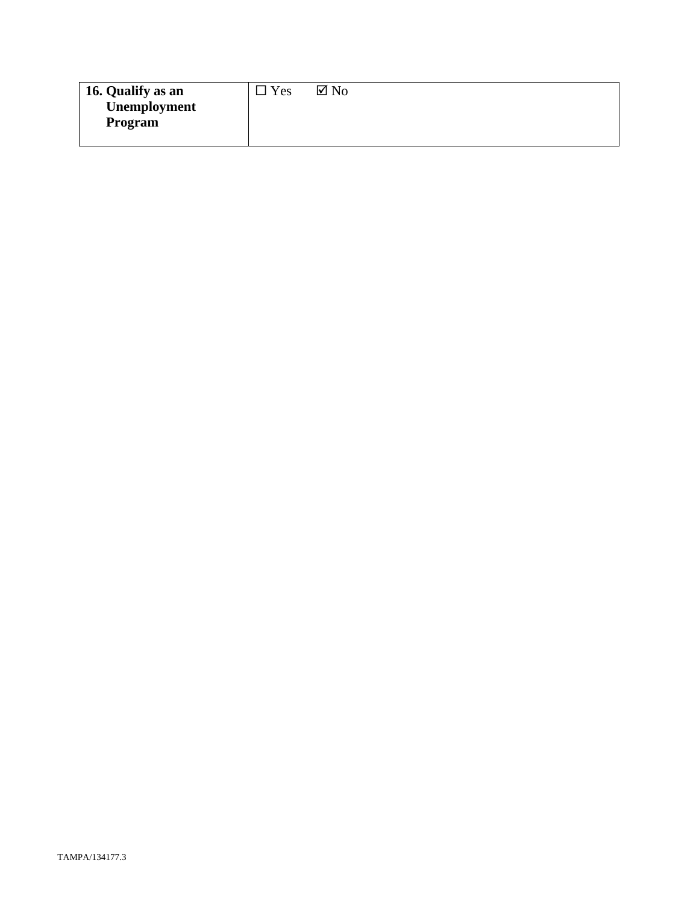| **16. Qualify as an Unemployment Program** | ☐ Yes ☑ No |
|---|---|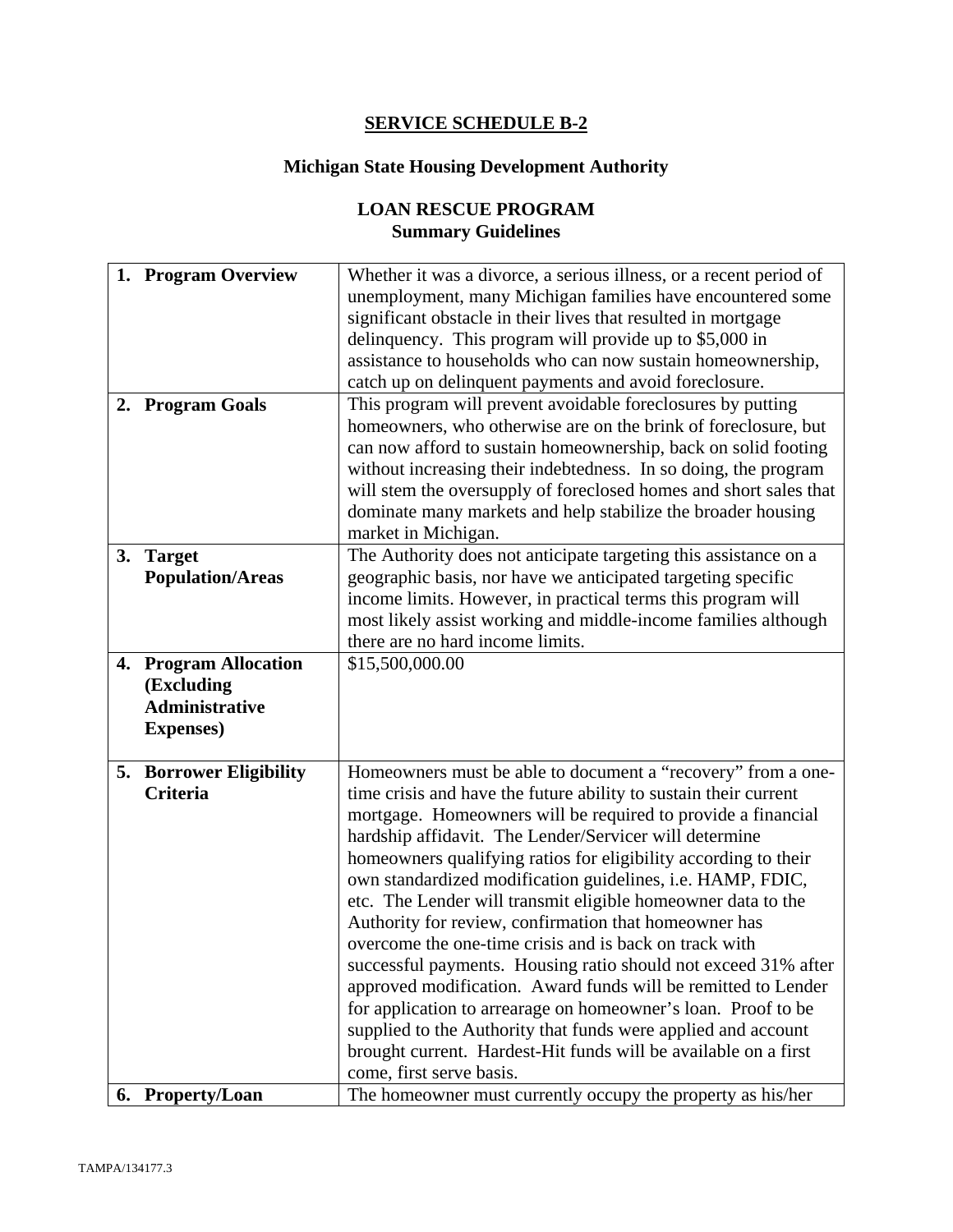## SERVICE SCHEDULE B-2

### Michigan State Housing Development Authority

### LOAN RESCUE PROGRAM
### Summary Guidelines

| | |
|---|---|
| **1. Program Overview** | Whether it was a divorce, a serious illness, or a recent period of unemployment, many Michigan families have encountered some significant obstacle in their lives that resulted in mortgage delinquency. This program will provide up to $5,000 in assistance to households who can now sustain homeownership, catch up on delinquent payments and avoid foreclosure. |
| **2. Program Goals** | This program will prevent avoidable foreclosures by putting homeowners, who otherwise are on the brink of foreclosure, but can now afford to sustain homeownership, back on solid footing without increasing their indebtedness. In so doing, the program will stem the oversupply of foreclosed homes and short sales that dominate many markets and help stabilize the broader housing market in Michigan. |
| **3. Target Population/Areas** | The Authority does not anticipate targeting this assistance on a geographic basis, nor have we anticipated targeting specific income limits. However, in practical terms this program will most likely assist working and middle-income families although there are no hard income limits. |
| **4. Program Allocation (Excluding Administrative Expenses)** | $15,500,000.00 |
| **5. Borrower Eligibility Criteria** | Homeowners must be able to document a "recovery" from a one-time crisis and have the future ability to sustain their current mortgage. Homeowners will be required to provide a financial hardship affidavit. The Lender/Servicer will determine homeowners qualifying ratios for eligibility according to their own standardized modification guidelines, i.e. HAMP, FDIC, etc. The Lender will transmit eligible homeowner data to the Authority for review, confirmation that homeowner has overcome the one-time crisis and is back on track with successful payments. Housing ratio should not exceed 31% after approved modification. Award funds will be remitted to Lender for application to arrearage on homeowner's loan. Proof to be supplied to the Authority that funds were applied and account brought current. Hardest-Hit funds will be available on a first come, first serve basis. |
| **6. Property/Loan** | The homeowner must currently occupy the property as his/her |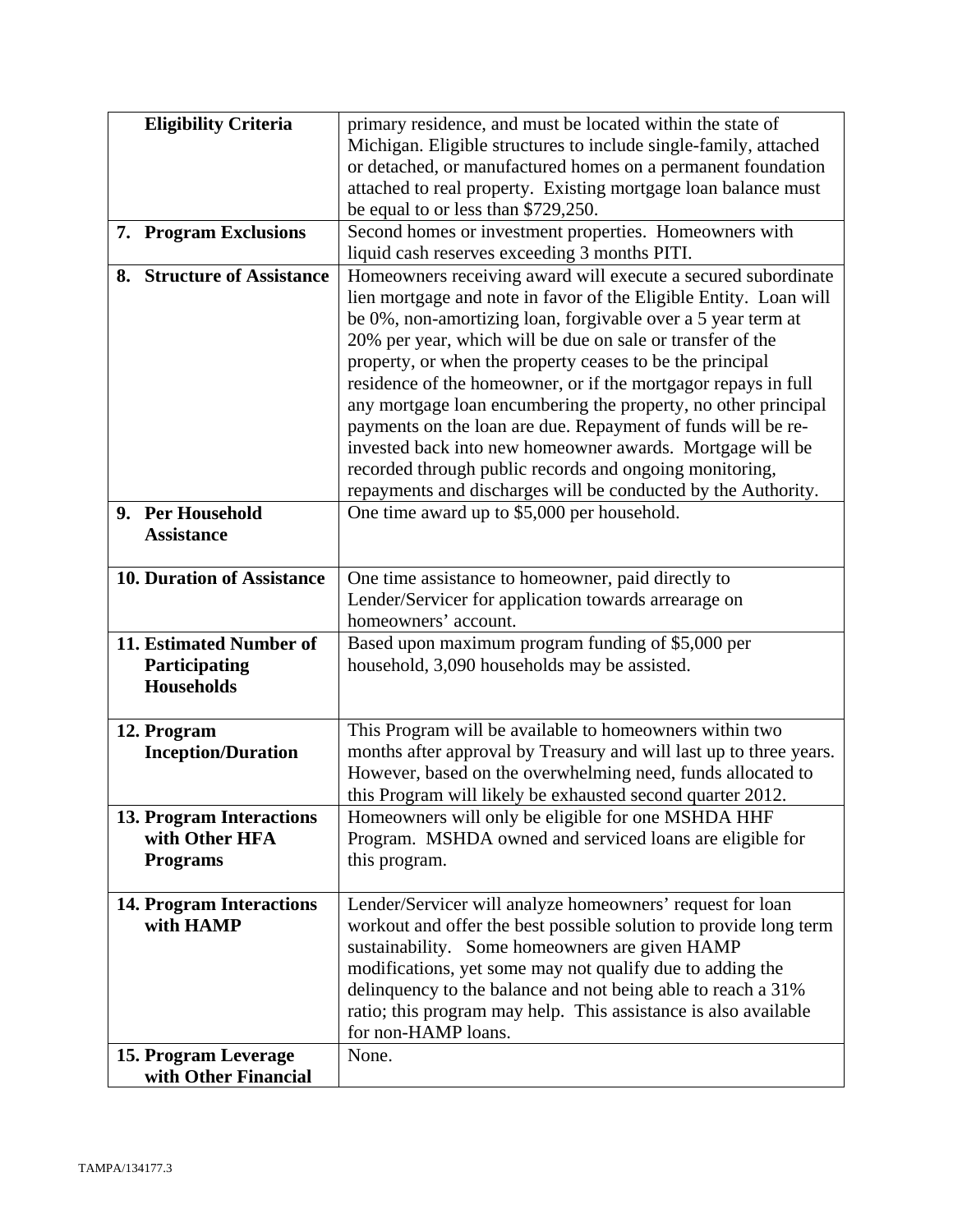| | |
|---|---|
| **Eligibility Criteria** | primary residence, and must be located within the state of Michigan. Eligible structures to include single-family, attached or detached, or manufactured homes on a permanent foundation attached to real property. Existing mortgage loan balance must be equal to or less than $729,250. |
| **7. Program Exclusions** | Second homes or investment properties. Homeowners with liquid cash reserves exceeding 3 months PITI. |
| **8. Structure of Assistance** | Homeowners receiving award will execute a secured subordinate lien mortgage and note in favor of the Eligible Entity. Loan will be 0%, non-amortizing loan, forgivable over a 5 year term at 20% per year, which will be due on sale or transfer of the property, or when the property ceases to be the principal residence of the homeowner, or if the mortgagor repays in full any mortgage loan encumbering the property, no other principal payments on the loan are due. Repayment of funds will be re-invested back into new homeowner awards. Mortgage will be recorded through public records and ongoing monitoring, repayments and discharges will be conducted by the Authority. |
| **9. Per Household Assistance** | One time award up to $5,000 per household. |
| **10. Duration of Assistance** | One time assistance to homeowner, paid directly to Lender/Servicer for application towards arrearage on homeowners' account. |
| **11. Estimated Number of Participating Households** | Based upon maximum program funding of $5,000 per household, 3,090 households may be assisted. |
| **12. Program Inception/Duration** | This Program will be available to homeowners within two months after approval by Treasury and will last up to three years. However, based on the overwhelming need, funds allocated to this Program will likely be exhausted second quarter 2012. |
| **13. Program Interactions with Other HFA Programs** | Homeowners will only be eligible for one MSHDA HHF Program. MSHDA owned and serviced loans are eligible for this program. |
| **14. Program Interactions with HAMP** | Lender/Servicer will analyze homeowners' request for loan workout and offer the best possible solution to provide long term sustainability. Some homeowners are given HAMP modifications, yet some may not qualify due to adding the delinquency to the balance and not being able to reach a 31% ratio; this program may help. This assistance is also available for non-HAMP loans. |
| **15. Program Leverage with Other Financial** | None. |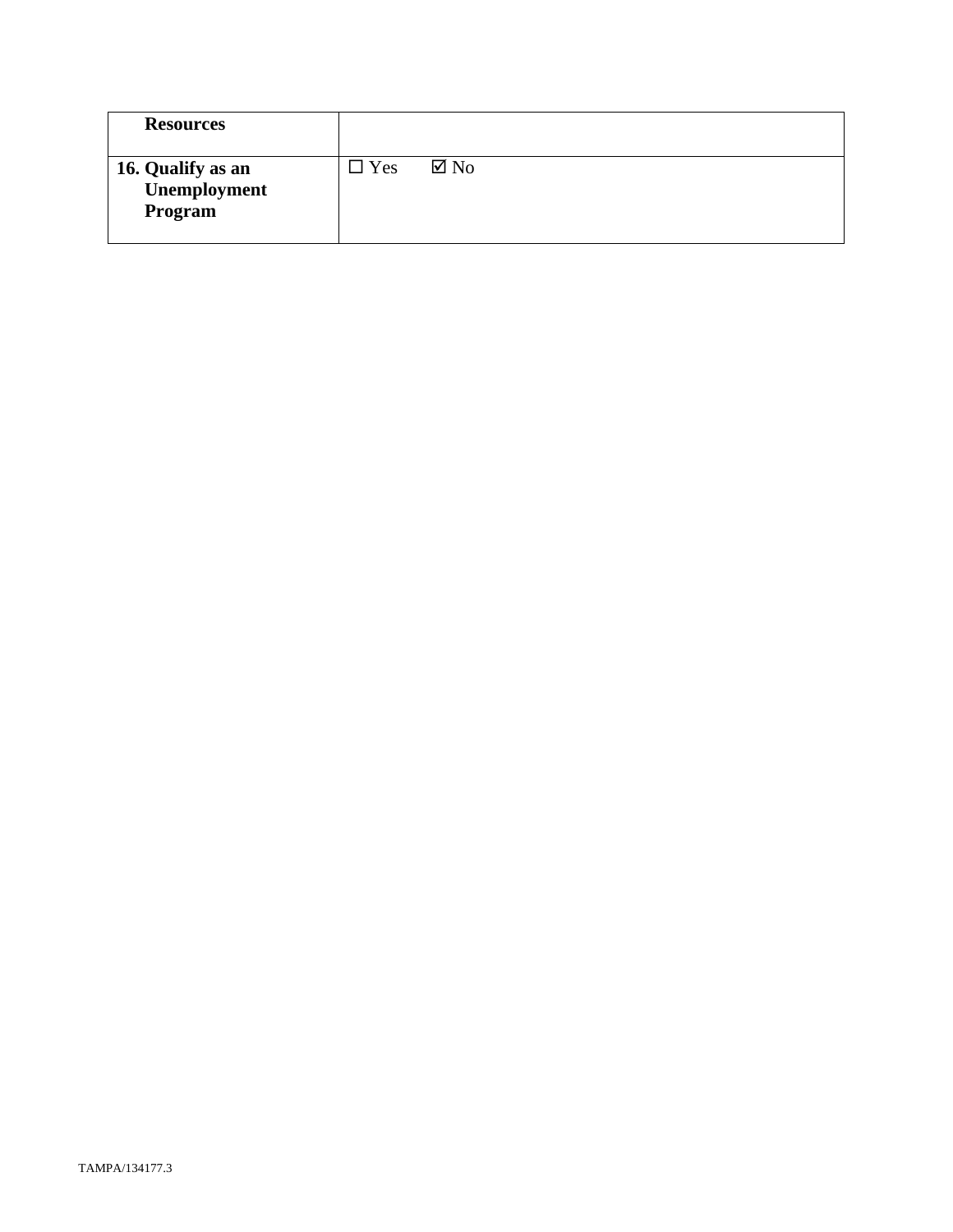| **Resources** | |
|---|---|
| **16. Qualify as an Unemployment Program** | ☐ Yes ☑ No |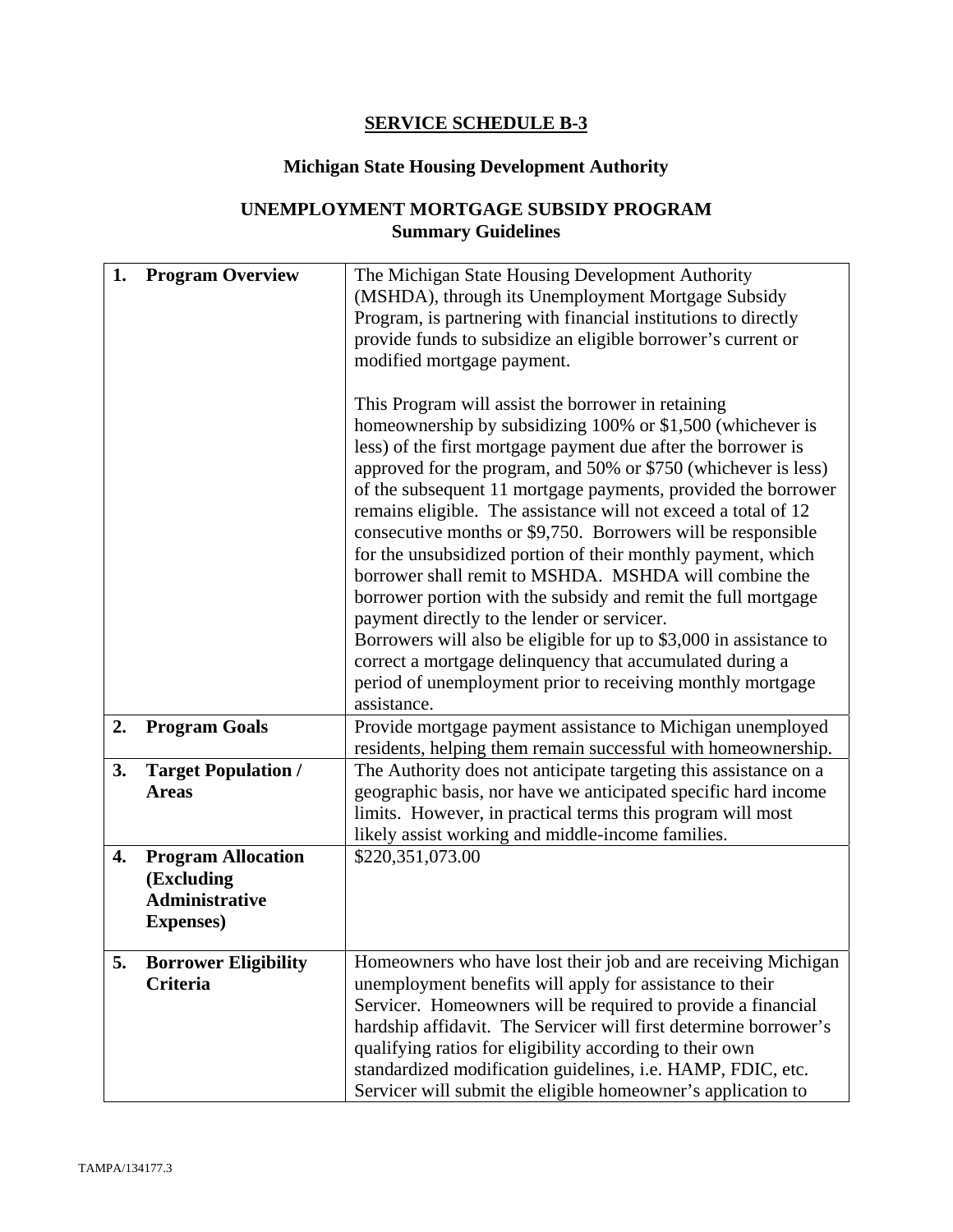## SERVICE SCHEDULE B-3

### Michigan State Housing Development Authority

### UNEMPLOYMENT MORTGAGE SUBSIDY PROGRAM
### Summary Guidelines

| | |
|---|---|
| **1. Program Overview** | The Michigan State Housing Development Authority (MSHDA), through its Unemployment Mortgage Subsidy Program, is partnering with financial institutions to directly provide funds to subsidize an eligible borrower's current or modified mortgage payment.<br><br>This Program will assist the borrower in retaining homeownership by subsidizing 100% or $1,500 (whichever is less) of the first mortgage payment due after the borrower is approved for the program, and 50% or $750 (whichever is less) of the subsequent 11 mortgage payments, provided the borrower remains eligible. The assistance will not exceed a total of 12 consecutive months or $9,750. Borrowers will be responsible for the unsubsidized portion of their monthly payment, which borrower shall remit to MSHDA. MSHDA will combine the borrower portion with the subsidy and remit the full mortgage payment directly to the lender or servicer.<br>Borrowers will also be eligible for up to $3,000 in assistance to correct a mortgage delinquency that accumulated during a period of unemployment prior to receiving monthly mortgage assistance. |
| **2. Program Goals** | Provide mortgage payment assistance to Michigan unemployed residents, helping them remain successful with homeownership. |
| **3. Target Population / Areas** | The Authority does not anticipate targeting this assistance on a geographic basis, nor have we anticipated specific hard income limits. However, in practical terms this program will most likely assist working and middle-income families. |
| **4. Program Allocation (Excluding Administrative Expenses)** | $220,351,073.00 |
| **5. Borrower Eligibility Criteria** | Homeowners who have lost their job and are receiving Michigan unemployment benefits will apply for assistance to their Servicer. Homeowners will be required to provide a financial hardship affidavit. The Servicer will first determine borrower's qualifying ratios for eligibility according to their own standardized modification guidelines, i.e. HAMP, FDIC, etc. Servicer will submit the eligible homeowner's application to |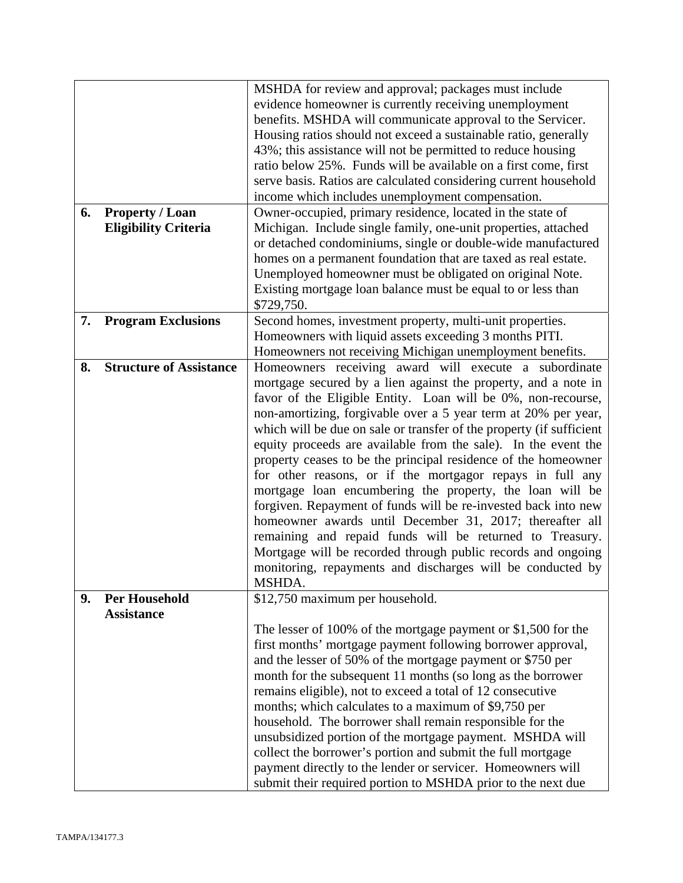| | |
|---|---|
| | MSHDA for review and approval; packages must include evidence homeowner is currently receiving unemployment benefits. MSHDA will communicate approval to the Servicer. Housing ratios should not exceed a sustainable ratio, generally 43%; this assistance will not be permitted to reduce housing ratio below 25%. Funds will be available on a first come, first serve basis. Ratios are calculated considering current household income which includes unemployment compensation. |
| **6. Property / Loan Eligibility Criteria** | Owner-occupied, primary residence, located in the state of Michigan. Include single family, one-unit properties, attached or detached condominiums, single or double-wide manufactured homes on a permanent foundation that are taxed as real estate. Unemployed homeowner must be obligated on original Note. Existing mortgage loan balance must be equal to or less than $729,750. |
| **7. Program Exclusions** | Second homes, investment property, multi-unit properties. Homeowners with liquid assets exceeding 3 months PITI. Homeowners not receiving Michigan unemployment benefits. |
| **8. Structure of Assistance** | Homeowners receiving award will execute a subordinate mortgage secured by a lien against the property, and a note in favor of the Eligible Entity. Loan will be 0%, non-recourse, non-amortizing, forgivable over a 5 year term at 20% per year, which will be due on sale or transfer of the property (if sufficient equity proceeds are available from the sale). In the event the property ceases to be the principal residence of the homeowner for other reasons, or if the mortgagor repays in full any mortgage loan encumbering the property, the loan will be forgiven. Repayment of funds will be re-invested back into new homeowner awards until December 31, 2017; thereafter all remaining and repaid funds will be returned to Treasury. Mortgage will be recorded through public records and ongoing monitoring, repayments and discharges will be conducted by MSHDA. |
| **9. Per Household Assistance** | $12,750 maximum per household.<br><br>The lesser of 100% of the mortgage payment or $1,500 for the first months' mortgage payment following borrower approval, and the lesser of 50% of the mortgage payment or $750 per month for the subsequent 11 months (so long as the borrower remains eligible), not to exceed a total of 12 consecutive months; which calculates to a maximum of $9,750 per household. The borrower shall remain responsible for the unsubsidized portion of the mortgage payment. MSHDA will collect the borrower's portion and submit the full mortgage payment directly to the lender or servicer. Homeowners will submit their required portion to MSHDA prior to the next due |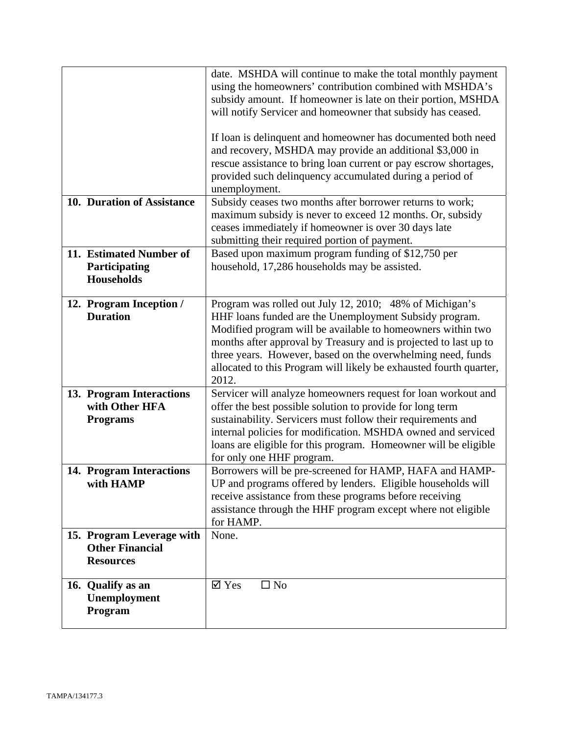| | |
|---|---|
| | date. MSHDA will continue to make the total monthly payment using the homeowners' contribution combined with MSHDA's subsidy amount. If homeowner is late on their portion, MSHDA will notify Servicer and homeowner that subsidy has ceased.<br><br>If loan is delinquent and homeowner has documented both need and recovery, MSHDA may provide an additional $3,000 in rescue assistance to bring loan current or pay escrow shortages, provided such delinquency accumulated during a period of unemployment. |
| **10. Duration of Assistance** | Subsidy ceases two months after borrower returns to work; maximum subsidy is never to exceed 12 months. Or, subsidy ceases immediately if homeowner is over 30 days late submitting their required portion of payment. |
| **11. Estimated Number of Participating Households** | Based upon maximum program funding of $12,750 per household, 17,286 households may be assisted. |
| **12. Program Inception / Duration** | Program was rolled out July 12, 2010; 48% of Michigan's HHF loans funded are the Unemployment Subsidy program. Modified program will be available to homeowners within two months after approval by Treasury and is projected to last up to three years. However, based on the overwhelming need, funds allocated to this Program will likely be exhausted fourth quarter, 2012. |
| **13. Program Interactions with Other HFA Programs** | Servicer will analyze homeowners request for loan workout and offer the best possible solution to provide for long term sustainability. Servicers must follow their requirements and internal policies for modification. MSHDA owned and serviced loans are eligible for this program. Homeowner will be eligible for only one HHF program. |
| **14. Program Interactions with HAMP** | Borrowers will be pre-screened for HAMP, HAFA and HAMP-UP and programs offered by lenders. Eligible households will receive assistance from these programs before receiving assistance through the HHF program except where not eligible for HAMP. |
| **15. Program Leverage with Other Financial Resources** | None. |
| **16. Qualify as an Unemployment Program** | ☑ Yes ☐ No |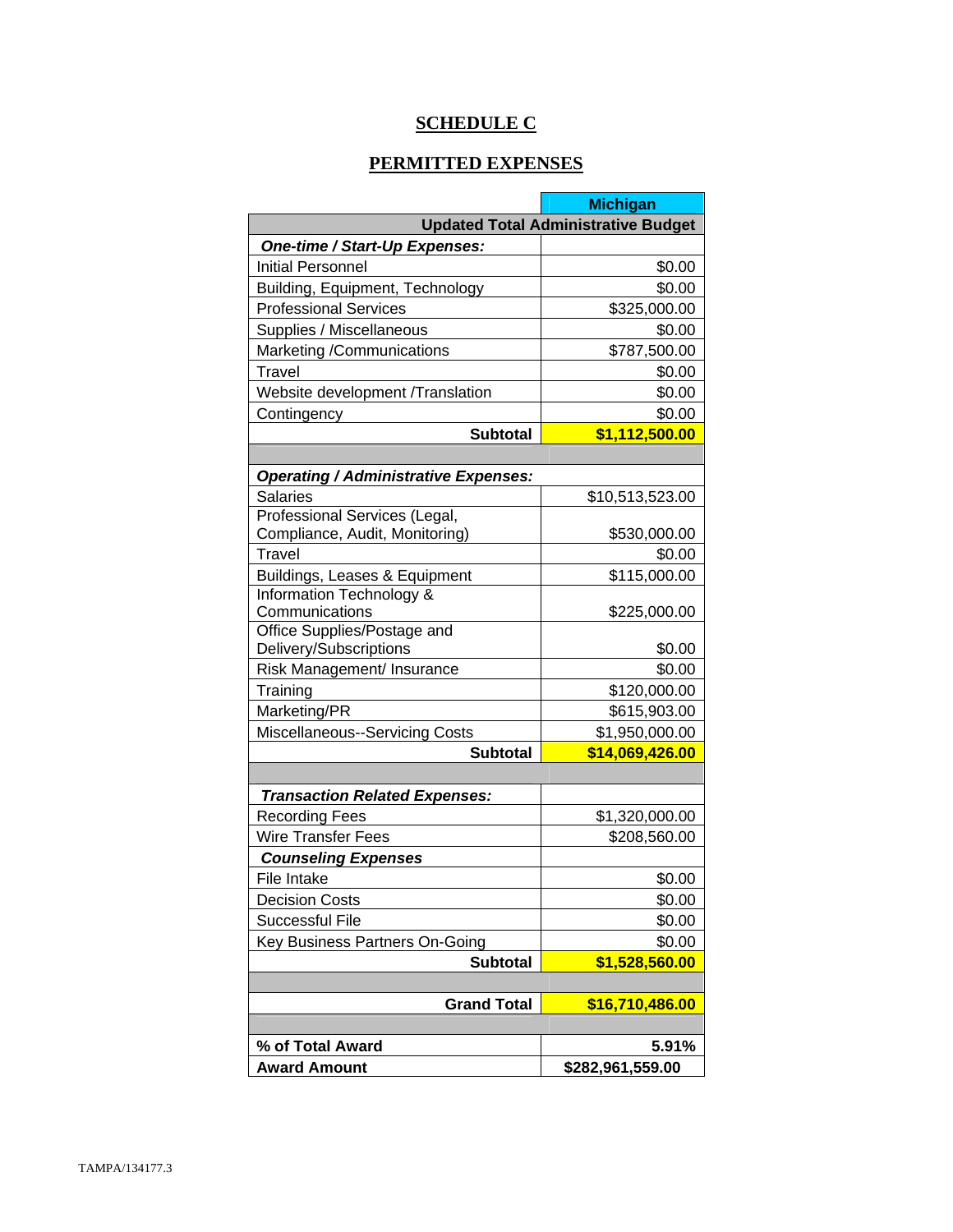# SCHEDULE C

## PERMITTED EXPENSES

| | Michigan |
|---|---|
| **Updated Total Administrative Budget** | |
| ***One-time / Start-Up Expenses:*** | |
| Initial Personnel | $0.00 |
| Building, Equipment, Technology | $0.00 |
| Professional Services | $325,000.00 |
| Supplies / Miscellaneous | $0.00 |
| Marketing /Communications | $787,500.00 |
| Travel | $0.00 |
| Website development /Translation | $0.00 |
| Contingency | $0.00 |
| **Subtotal** | **$1,112,500.00** |
| | |
| ***Operating / Administrative Expenses:*** | |
| Salaries | $10,513,523.00 |
| Professional Services (Legal, Compliance, Audit, Monitoring) | $530,000.00 |
| Travel | $0.00 |
| Buildings, Leases & Equipment | $115,000.00 |
| Information Technology & Communications | $225,000.00 |
| Office Supplies/Postage and Delivery/Subscriptions | $0.00 |
| Risk Management/ Insurance | $0.00 |
| Training | $120,000.00 |
| Marketing/PR | $615,903.00 |
| Miscellaneous--Servicing Costs | $1,950,000.00 |
| **Subtotal** | **$14,069,426.00** |
| | |
| ***Transaction Related Expenses:*** | |
| Recording Fees | $1,320,000.00 |
| Wire Transfer Fees | $208,560.00 |
| ***Counseling Expenses*** | |
| File Intake | $0.00 |
| Decision Costs | $0.00 |
| Successful File | $0.00 |
| Key Business Partners On-Going | $0.00 |
| **Subtotal** | **$1,528,560.00** |
| | |
| **Grand Total** | **$16,710,486.00** |
| | |
| **% of Total Award** | **5.91%** |
| **Award Amount** | **$282,961,559.00** |

TAMPA/134177.3